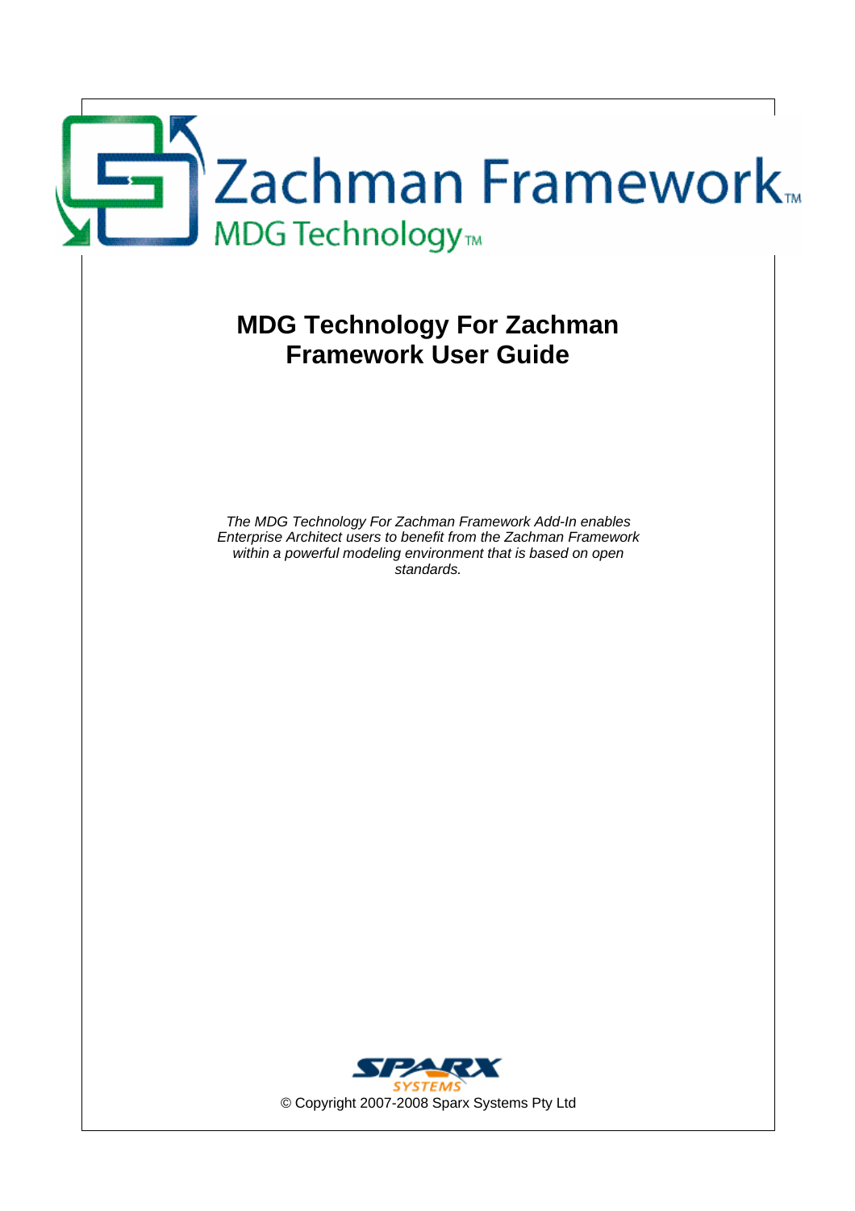Zachman Framework™

MDG Technology™

# MDG Technology For Zachman Framework User Guide

*The MDG Technology For Zachman Framework Add-In enables Enterprise Architect users to benefit from the Zachman Framework within a powerful modeling environment that is based on open standards.*

SPARX SYSTEMS

© Copyright 2007-2008 Sparx Systems Pty Ltd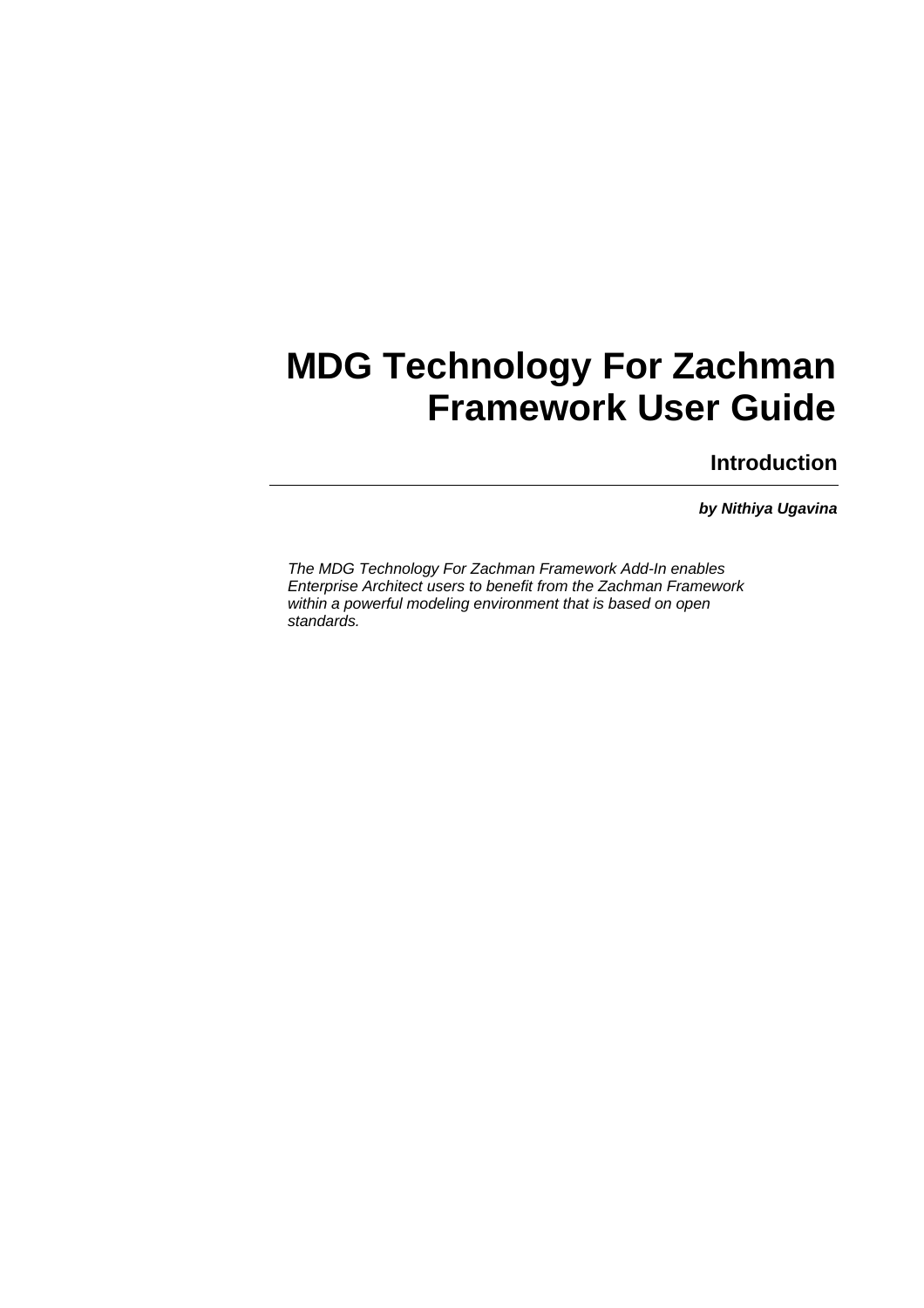# MDG Technology For Zachman Framework User Guide

## Introduction

***by Nithiya Ugavina***

*The MDG Technology For Zachman Framework Add-In enables Enterprise Architect users to benefit from the Zachman Framework within a powerful modeling environment that is based on open standards.*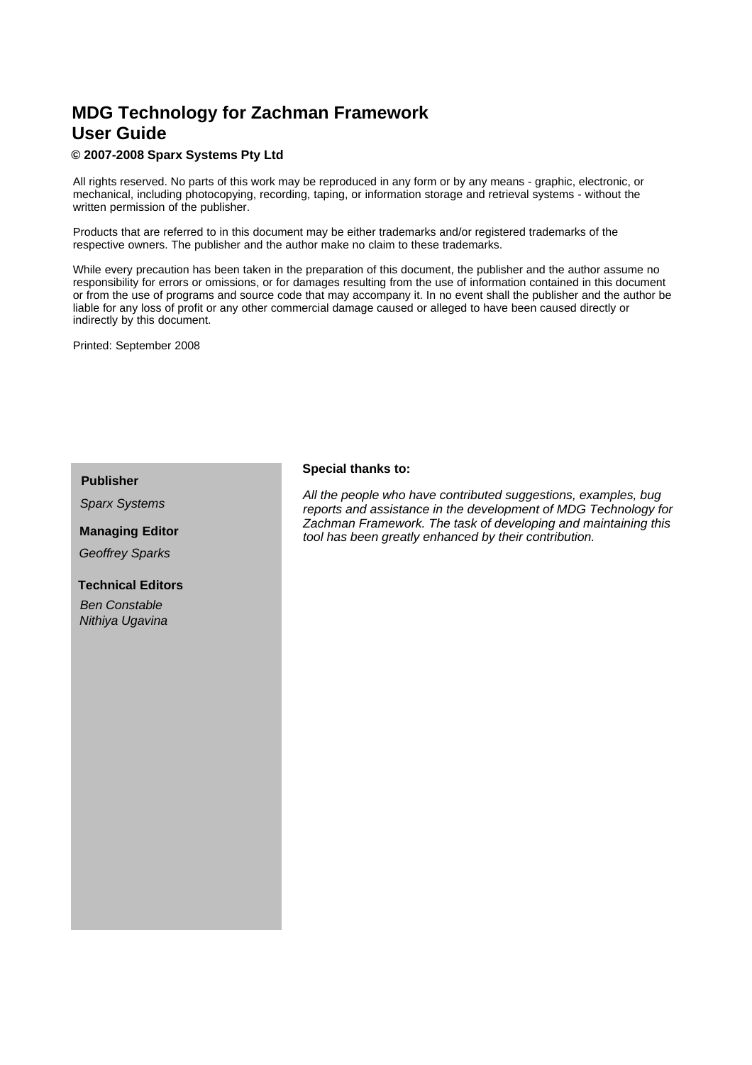# MDG Technology for Zachman Framework
# User Guide

**© 2007-2008 Sparx Systems Pty Ltd**

All rights reserved. No parts of this work may be reproduced in any form or by any means - graphic, electronic, or mechanical, including photocopying, recording, taping, or information storage and retrieval systems - without the written permission of the publisher.

Products that are referred to in this document may be either trademarks and/or registered trademarks of the respective owners. The publisher and the author make no claim to these trademarks.

While every precaution has been taken in the preparation of this document, the publisher and the author assume no responsibility for errors or omissions, or for damages resulting from the use of information contained in this document or from the use of programs and source code that may accompany it. In no event shall the publisher and the author be liable for any loss of profit or any other commercial damage caused or alleged to have been caused directly or indirectly by this document.

Printed: September 2008

**Publisher**

*Sparx Systems*

**Managing Editor**

*Geoffrey Sparks*

**Technical Editors**

*Ben Constable*
*Nithiya Ugavina*

**Special thanks to:**

*All the people who have contributed suggestions, examples, bug reports and assistance in the development of MDG Technology for Zachman Framework. The task of developing and maintaining this tool has been greatly enhanced by their contribution.*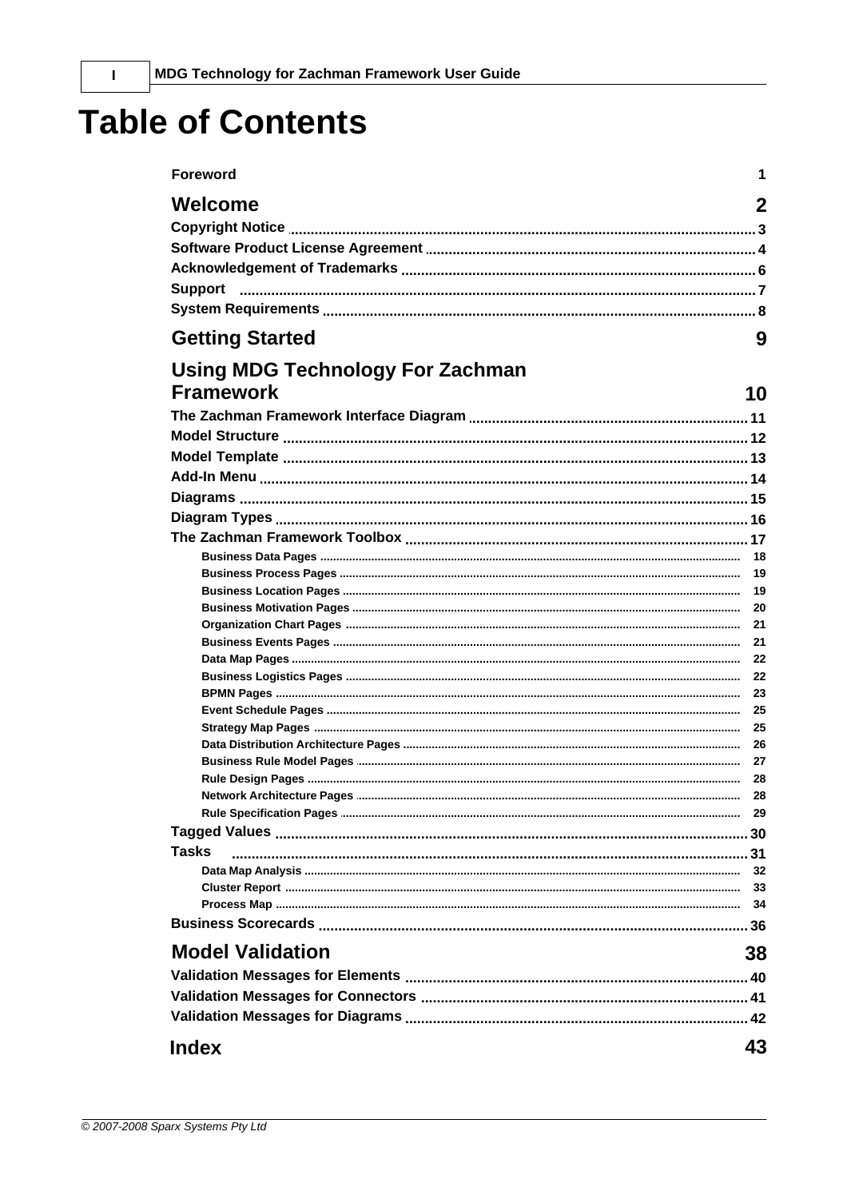# Table of Contents

**Foreword** 1

## Welcome 2

- Copyright Notice 3
- Software Product License Agreement 4
- Acknowledgement of Trademarks 6
- Support 7
- System Requirements 8

## Getting Started 9

## Using MDG Technology For Zachman Framework 10

- The Zachman Framework Interface Diagram 11
- Model Structure 12
- Model Template 13
- Add-In Menu 14
- Diagrams 15
- Diagram Types 16
- The Zachman Framework Toolbox 17
  - Business Data Pages 18
  - Business Process Pages 19
  - Business Location Pages 19
  - Business Motivation Pages 20
  - Organization Chart Pages 21
  - Business Events Pages 21
  - Data Map Pages 22
  - Business Logistics Pages 22
  - BPMN Pages 23
  - Event Schedule Pages 25
  - Strategy Map Pages 25
  - Data Distribution Architecture Pages 26
  - Business Rule Model Pages 27
  - Rule Design Pages 28
  - Network Architecture Pages 28
  - Rule Specification Pages 29
- Tagged Values 30
- Tasks 31
  - Data Map Analysis 32
  - Cluster Report 33
  - Process Map 34
- Business Scorecards 36

## Model Validation 38

- Validation Messages for Elements 40
- Validation Messages for Connectors 41
- Validation Messages for Diagrams 42

## Index 43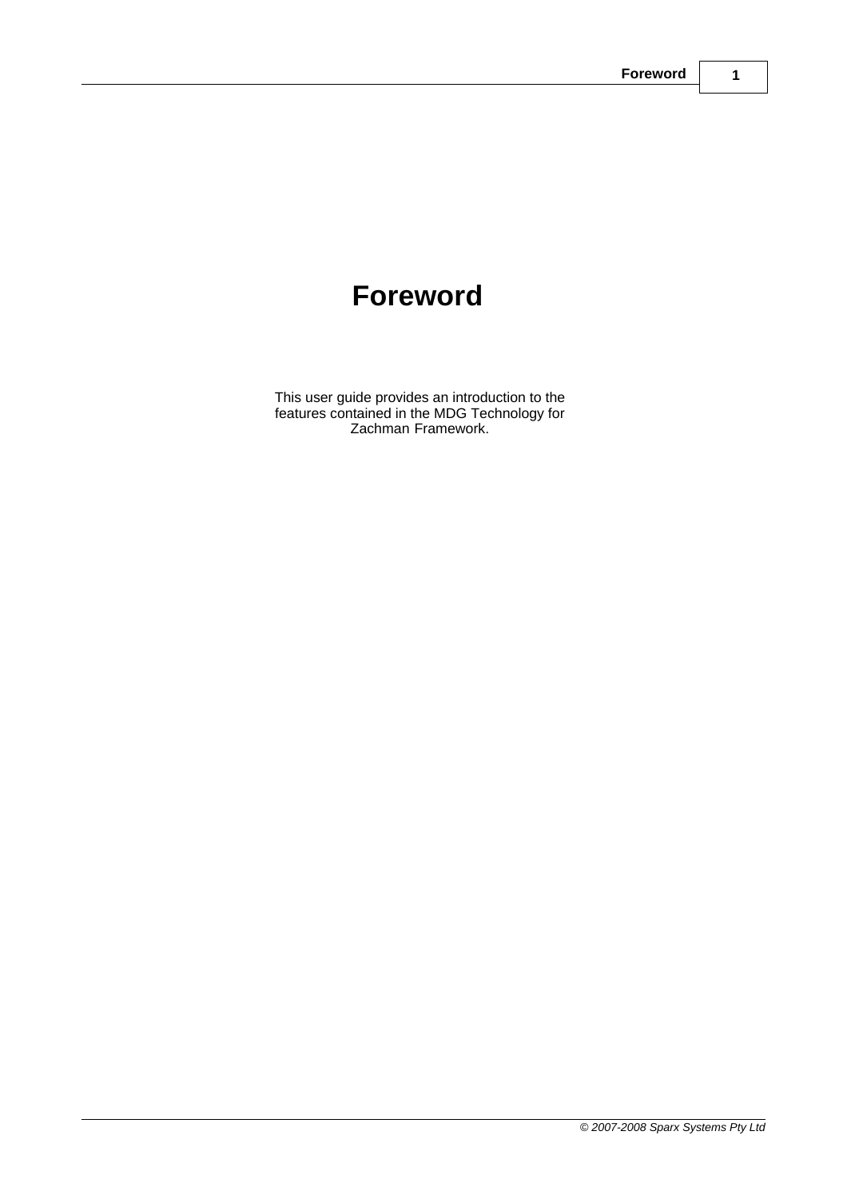# Foreword

This user guide provides an introduction to the features contained in the MDG Technology for Zachman Framework.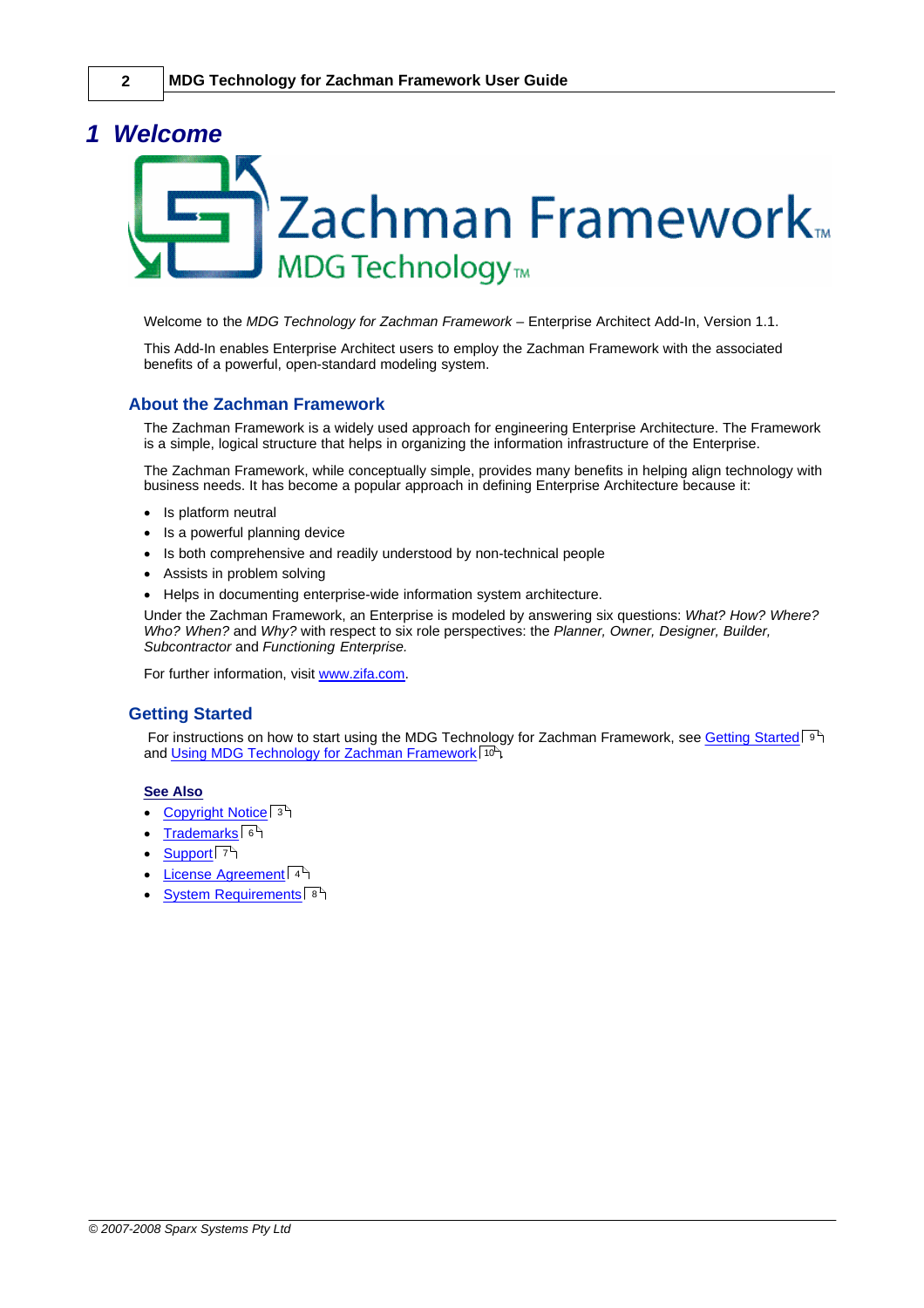# 1 Welcome

Welcome to the *MDG Technology for Zachman Framework* – Enterprise Architect Add-In, Version 1.1.

This Add-In enables Enterprise Architect users to employ the Zachman Framework with the associated benefits of a powerful, open-standard modeling system.

## About the Zachman Framework

The Zachman Framework is a widely used approach for engineering Enterprise Architecture. The Framework is a simple, logical structure that helps in organizing the information infrastructure of the Enterprise.

The Zachman Framework, while conceptually simple, provides many benefits in helping align technology with business needs. It has become a popular approach in defining Enterprise Architecture because it:

- Is platform neutral
- Is a powerful planning device
- Is both comprehensive and readily understood by non-technical people
- Assists in problem solving
- Helps in documenting enterprise-wide information system architecture.

Under the Zachman Framework, an Enterprise is modeled by answering six questions: *What? How? Where? Who? When?* and *Why?* with respect to six role perspectives: the *Planner, Owner, Designer, Builder, Subcontractor* and *Functioning Enterprise.*

For further information, visit www.zifa.com.

## Getting Started

For instructions on how to start using the MDG Technology for Zachman Framework, see Getting Started 9 and Using MDG Technology for Zachman Framework 10.

**See Also**

- Copyright Notice 3
- Trademarks 6
- Support 7
- License Agreement 4
- System Requirements 8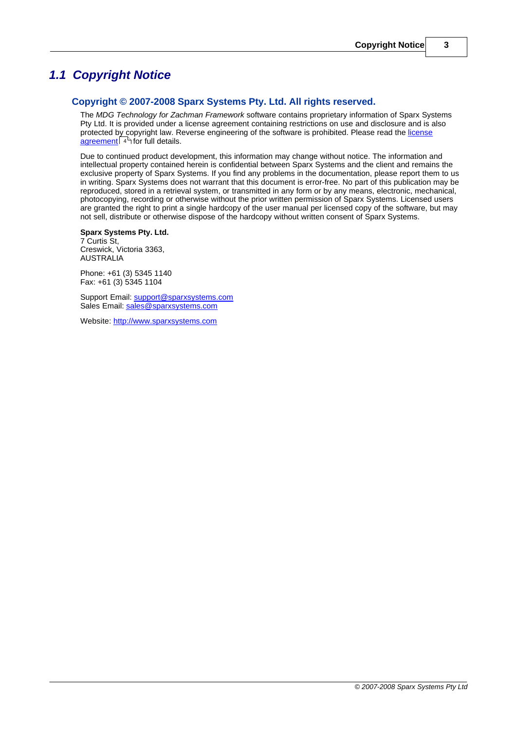## 1.1 Copyright Notice

### Copyright © 2007-2008 Sparx Systems Pty. Ltd. All rights reserved.

The *MDG Technology for Zachman Framework* software contains proprietary information of Sparx Systems Pty Ltd. It is provided under a license agreement containing restrictions on use and disclosure and is also protected by copyright law. Reverse engineering of the software is prohibited. Please read the license agreement 4 for full details.

Due to continued product development, this information may change without notice. The information and intellectual property contained herein is confidential between Sparx Systems and the client and remains the exclusive property of Sparx Systems. If you find any problems in the documentation, please report them to us in writing. Sparx Systems does not warrant that this document is error-free. No part of this publication may be reproduced, stored in a retrieval system, or transmitted in any form or by any means, electronic, mechanical, photocopying, recording or otherwise without the prior written permission of Sparx Systems. Licensed users are granted the right to print a single hardcopy of the user manual per licensed copy of the software, but may not sell, distribute or otherwise dispose of the hardcopy without written consent of Sparx Systems.

**Sparx Systems Pty. Ltd.**
7 Curtis St,
Creswick, Victoria 3363,
AUSTRALIA

Phone: +61 (3) 5345 1140
Fax: +61 (3) 5345 1104

Support Email: support@sparxsystems.com
Sales Email: sales@sparxsystems.com

Website: http://www.sparxsystems.com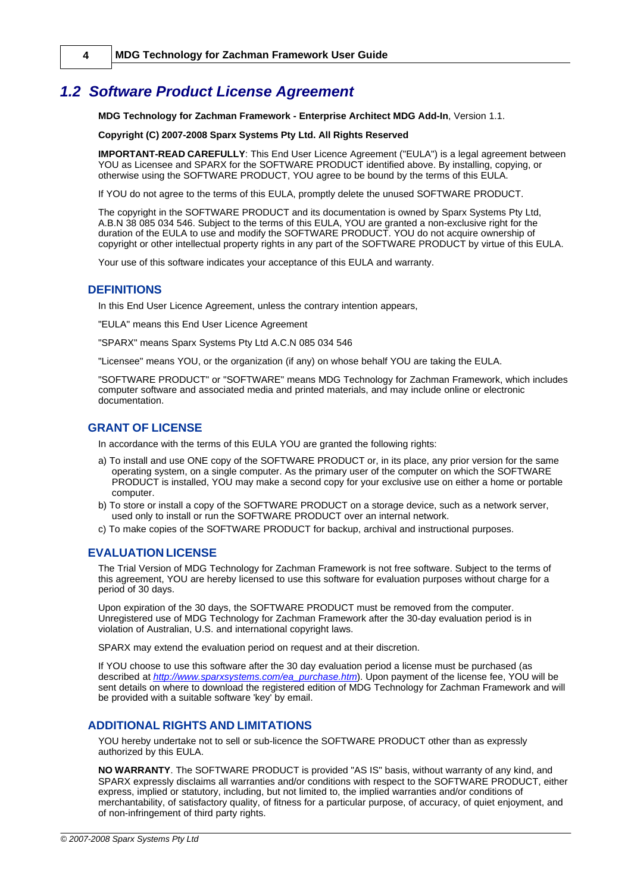## 1.2 Software Product License Agreement

**MDG Technology for Zachman Framework - Enterprise Architect MDG Add-In**, Version 1.1.

**Copyright (C) 2007-2008 Sparx Systems Pty Ltd. All Rights Reserved**

**IMPORTANT-READ CAREFULLY**: This End User Licence Agreement ("EULA") is a legal agreement between YOU as Licensee and SPARX for the SOFTWARE PRODUCT identified above. By installing, copying, or otherwise using the SOFTWARE PRODUCT, YOU agree to be bound by the terms of this EULA.

If YOU do not agree to the terms of this EULA, promptly delete the unused SOFTWARE PRODUCT.

The copyright in the SOFTWARE PRODUCT and its documentation is owned by Sparx Systems Pty Ltd, A.B.N 38 085 034 546. Subject to the terms of this EULA, YOU are granted a non-exclusive right for the duration of the EULA to use and modify the SOFTWARE PRODUCT. YOU do not acquire ownership of copyright or other intellectual property rights in any part of the SOFTWARE PRODUCT by virtue of this EULA.

Your use of this software indicates your acceptance of this EULA and warranty.

### DEFINITIONS

In this End User Licence Agreement, unless the contrary intention appears,

"EULA" means this End User Licence Agreement

"SPARX" means Sparx Systems Pty Ltd A.C.N 085 034 546

"Licensee" means YOU, or the organization (if any) on whose behalf YOU are taking the EULA.

"SOFTWARE PRODUCT" or "SOFTWARE" means MDG Technology for Zachman Framework, which includes computer software and associated media and printed materials, and may include online or electronic documentation.

### GRANT OF LICENSE

In accordance with the terms of this EULA YOU are granted the following rights:

a) To install and use ONE copy of the SOFTWARE PRODUCT or, in its place, any prior version for the same operating system, on a single computer. As the primary user of the computer on which the SOFTWARE PRODUCT is installed, YOU may make a second copy for your exclusive use on either a home or portable computer.

b) To store or install a copy of the SOFTWARE PRODUCT on a storage device, such as a network server, used only to install or run the SOFTWARE PRODUCT over an internal network.

c) To make copies of the SOFTWARE PRODUCT for backup, archival and instructional purposes.

### EVALUATION LICENSE

The Trial Version of MDG Technology for Zachman Framework is not free software. Subject to the terms of this agreement, YOU are hereby licensed to use this software for evaluation purposes without charge for a period of 30 days.

Upon expiration of the 30 days, the SOFTWARE PRODUCT must be removed from the computer. Unregistered use of MDG Technology for Zachman Framework after the 30-day evaluation period is in violation of Australian, U.S. and international copyright laws.

SPARX may extend the evaluation period on request and at their discretion.

If YOU choose to use this software after the 30 day evaluation period a license must be purchased (as described at *http://www.sparxsystems.com/ea_purchase.htm*). Upon payment of the license fee, YOU will be sent details on where to download the registered edition of MDG Technology for Zachman Framework and will be provided with a suitable software 'key' by email.

### ADDITIONAL RIGHTS AND LIMITATIONS

YOU hereby undertake not to sell or sub-licence the SOFTWARE PRODUCT other than as expressly authorized by this EULA.

**NO WARRANTY**. The SOFTWARE PRODUCT is provided "AS IS" basis, without warranty of any kind, and SPARX expressly disclaims all warranties and/or conditions with respect to the SOFTWARE PRODUCT, either express, implied or statutory, including, but not limited to, the implied warranties and/or conditions of merchantability, of satisfactory quality, of fitness for a particular purpose, of accuracy, of quiet enjoyment, and of non-infringement of third party rights.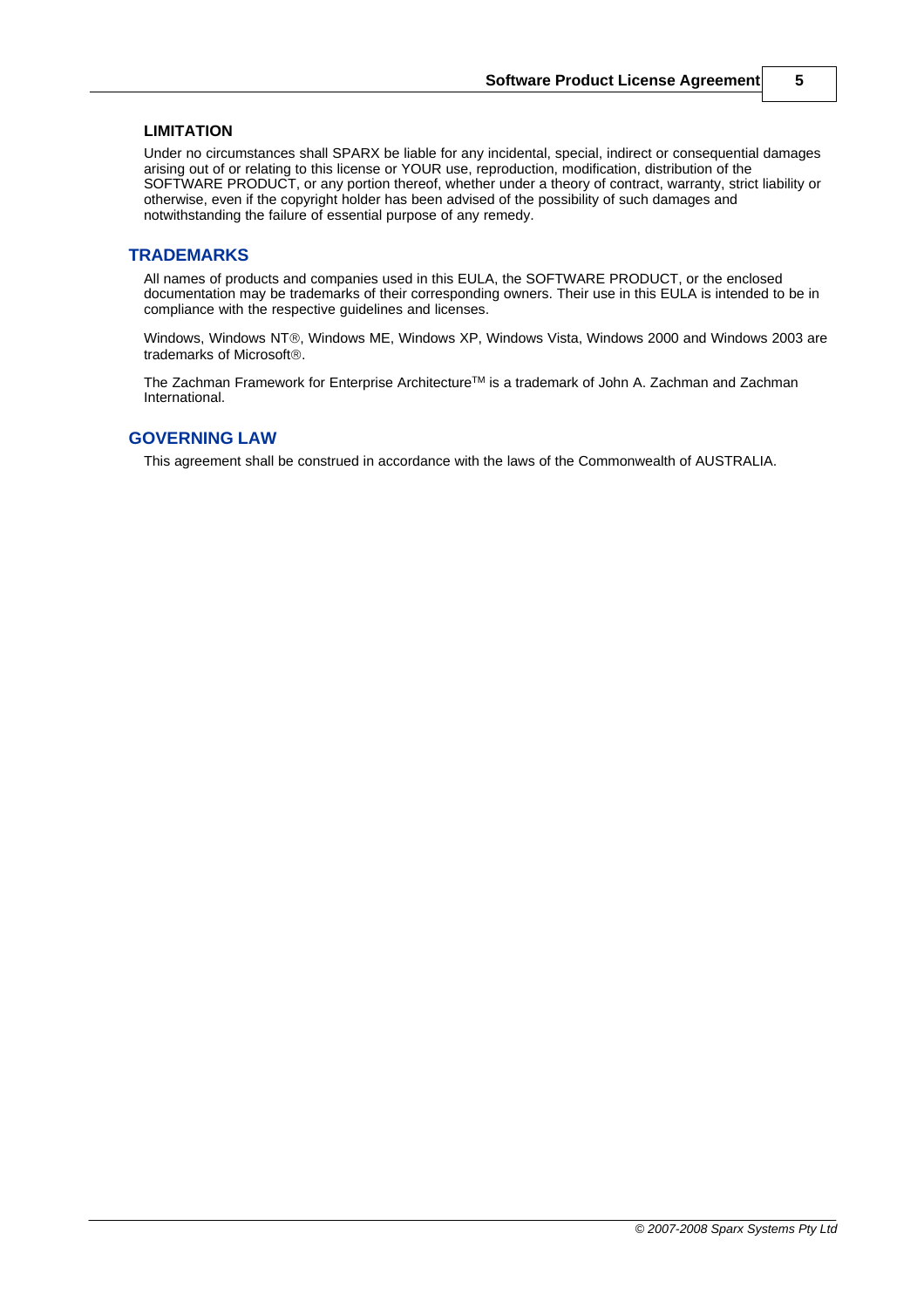### LIMITATION

Under no circumstances shall SPARX be liable for any incidental, special, indirect or consequential damages arising out of or relating to this license or YOUR use, reproduction, modification, distribution of the SOFTWARE PRODUCT, or any portion thereof, whether under a theory of contract, warranty, strict liability or otherwise, even if the copyright holder has been advised of the possibility of such damages and notwithstanding the failure of essential purpose of any remedy.

## TRADEMARKS

All names of products and companies used in this EULA, the SOFTWARE PRODUCT, or the enclosed documentation may be trademarks of their corresponding owners. Their use in this EULA is intended to be in compliance with the respective guidelines and licenses.

Windows, Windows NT®, Windows ME, Windows XP, Windows Vista, Windows 2000 and Windows 2003 are trademarks of Microsoft®.

The Zachman Framework for Enterprise Architecture™ is a trademark of John A. Zachman and Zachman International.

## GOVERNING LAW

This agreement shall be construed in accordance with the laws of the Commonwealth of AUSTRALIA.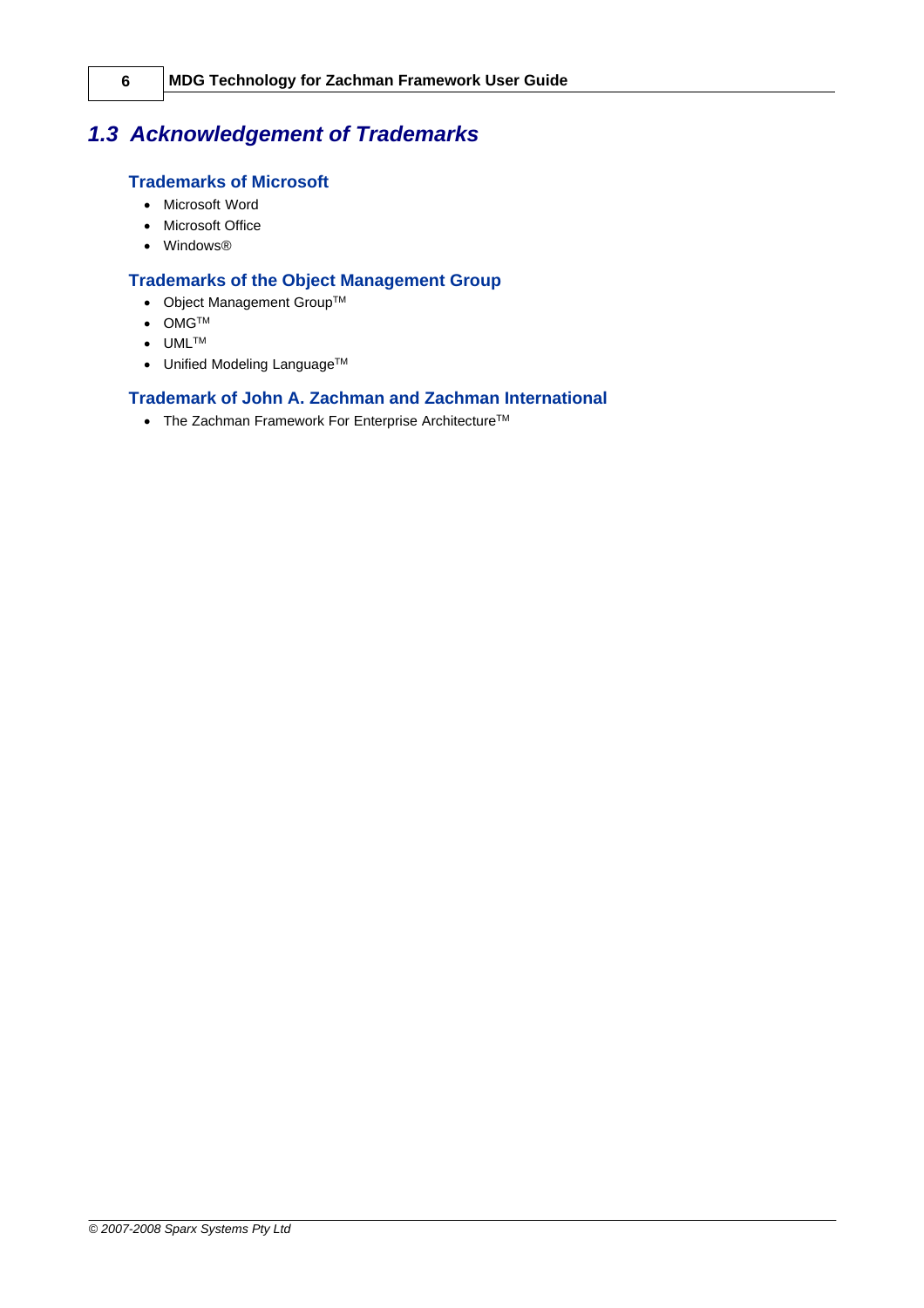## 1.3 Acknowledgement of Trademarks

### Trademarks of Microsoft

- Microsoft Word
- Microsoft Office
- Windows®

### Trademarks of the Object Management Group

- Object Management Group™
- OMG™
- UML™
- Unified Modeling Language™

### Trademark of John A. Zachman and Zachman International

- The Zachman Framework For Enterprise Architecture™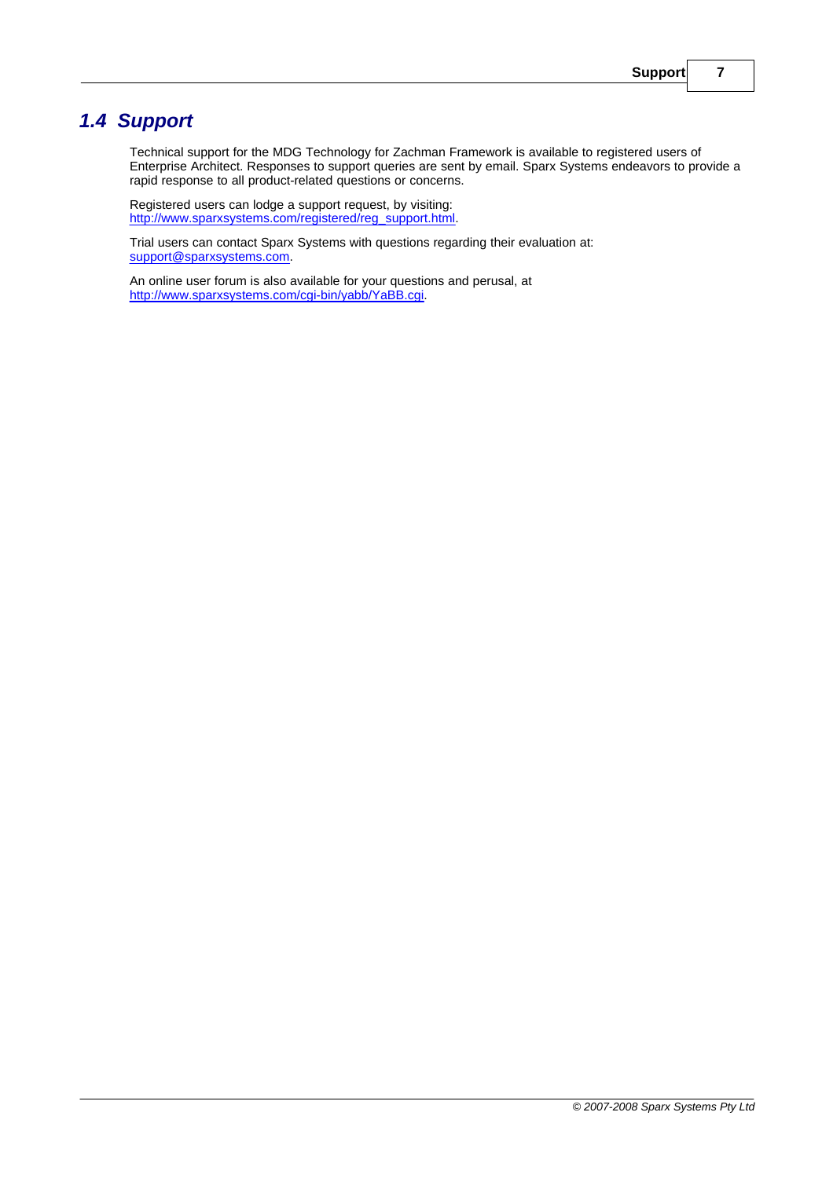## *1.4 Support*

Technical support for the MDG Technology for Zachman Framework is available to registered users of Enterprise Architect. Responses to support queries are sent by email. Sparx Systems endeavors to provide a rapid response to all product-related questions or concerns.

Registered users can lodge a support request, by visiting:
http://www.sparxsystems.com/registered/reg_support.html.

Trial users can contact Sparx Systems with questions regarding their evaluation at:
support@sparxsystems.com.

An online user forum is also available for your questions and perusal, at
http://www.sparxsystems.com/cgi-bin/yabb/YaBB.cgi.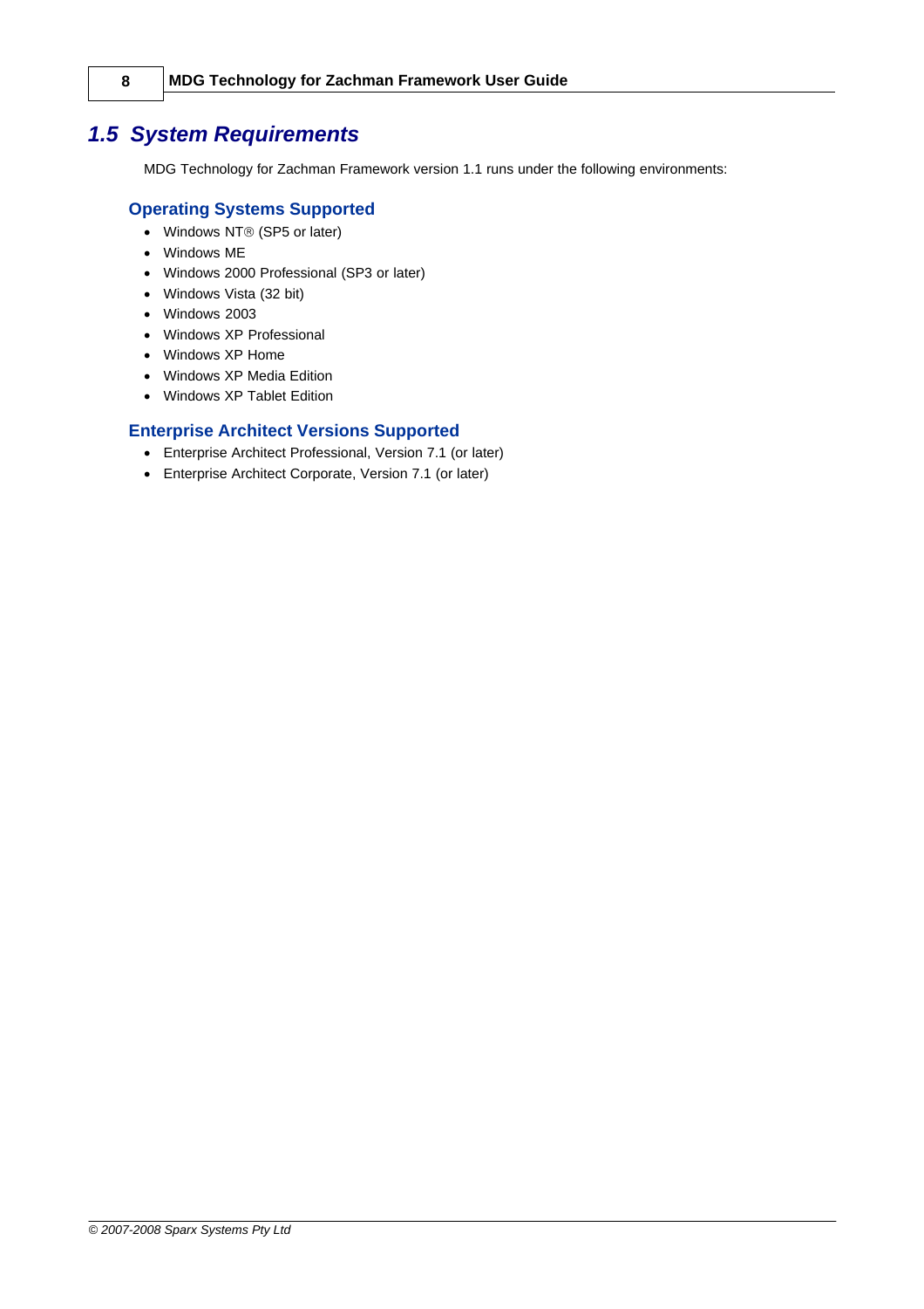# 1.5 System Requirements

MDG Technology for Zachman Framework version 1.1 runs under the following environments:

## Operating Systems Supported

- Windows NT® (SP5 or later)
- Windows ME
- Windows 2000 Professional (SP3 or later)
- Windows Vista (32 bit)
- Windows 2003
- Windows XP Professional
- Windows XP Home
- Windows XP Media Edition
- Windows XP Tablet Edition

## Enterprise Architect Versions Supported

- Enterprise Architect Professional, Version 7.1 (or later)
- Enterprise Architect Corporate, Version 7.1 (or later)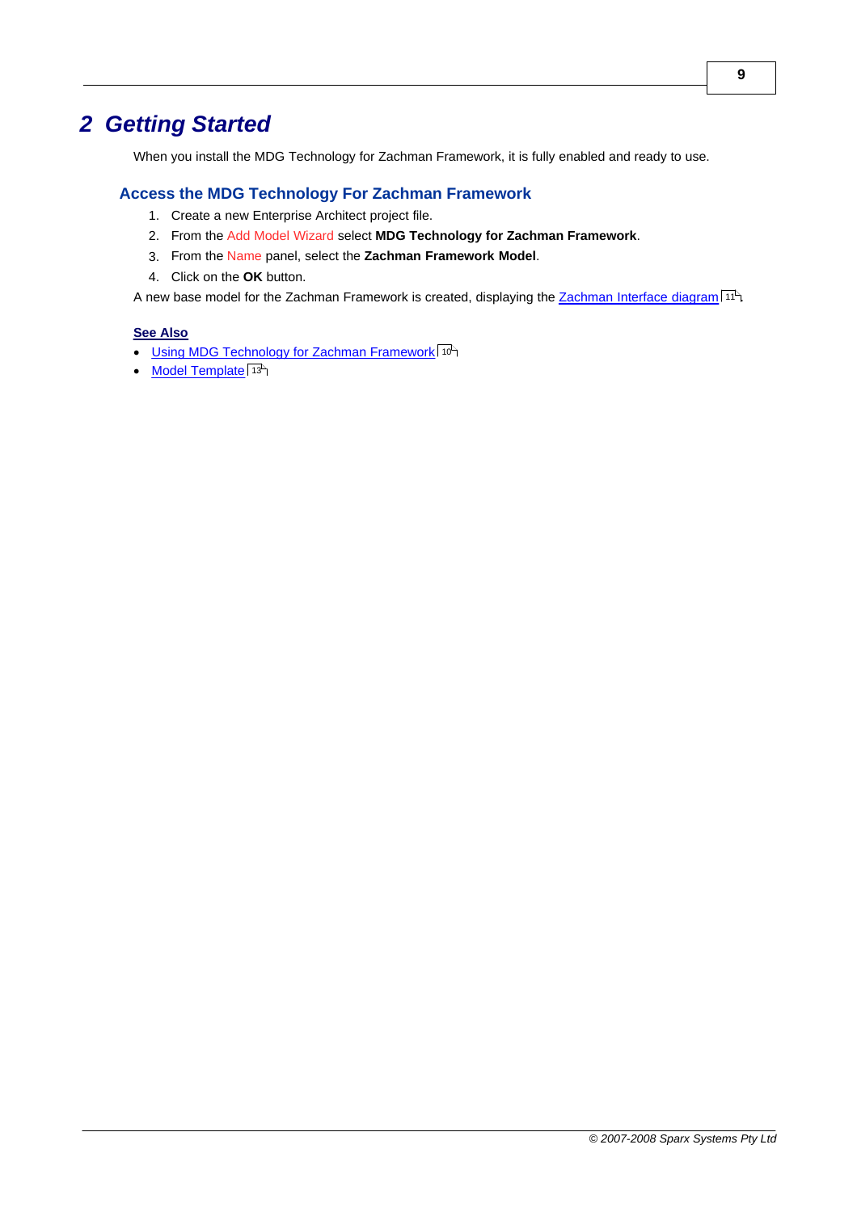# 2 Getting Started

When you install the MDG Technology for Zachman Framework, it is fully enabled and ready to use.

## Access the MDG Technology For Zachman Framework

1. Create a new Enterprise Architect project file.
2. From the Add Model Wizard select **MDG Technology for Zachman Framework**.
3. From the Name panel, select the **Zachman Framework Model**.
4. Click on the **OK** button.

A new base model for the Zachman Framework is created, displaying the Zachman Interface diagram 11.

**See Also**

- Using MDG Technology for Zachman Framework 10
- Model Template 13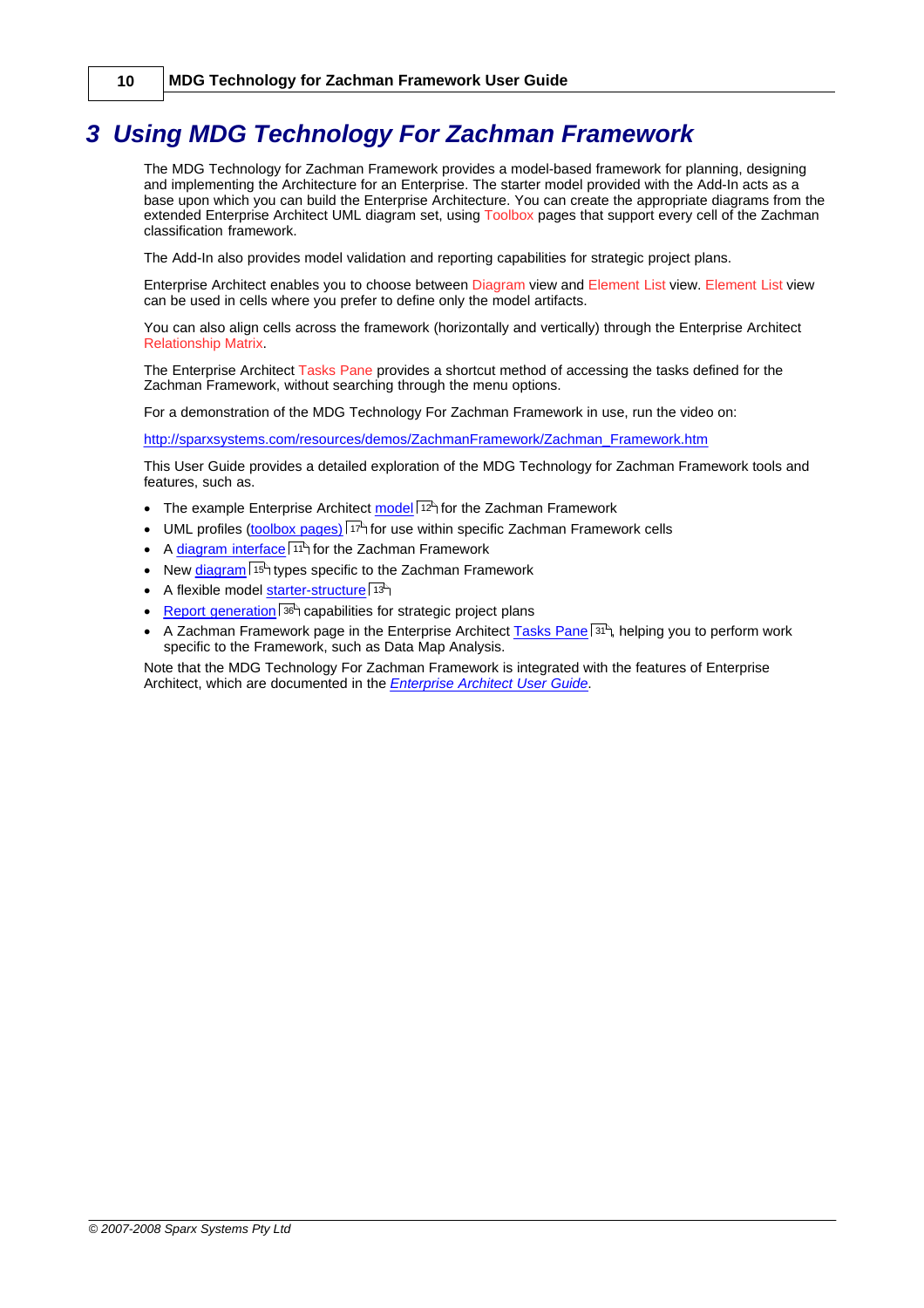# 3 Using MDG Technology For Zachman Framework

The MDG Technology for Zachman Framework provides a model-based framework for planning, designing and implementing the Architecture for an Enterprise. The starter model provided with the Add-In acts as a base upon which you can build the Enterprise Architecture. You can create the appropriate diagrams from the extended Enterprise Architect UML diagram set, using Toolbox pages that support every cell of the Zachman classification framework.

The Add-In also provides model validation and reporting capabilities for strategic project plans.

Enterprise Architect enables you to choose between Diagram view and Element List view. Element List view can be used in cells where you prefer to define only the model artifacts.

You can also align cells across the framework (horizontally and vertically) through the Enterprise Architect Relationship Matrix.

The Enterprise Architect Tasks Pane provides a shortcut method of accessing the tasks defined for the Zachman Framework, without searching through the menu options.

For a demonstration of the MDG Technology For Zachman Framework in use, run the video on:

http://sparxsystems.com/resources/demos/ZachmanFramework/Zachman_Framework.htm

This User Guide provides a detailed exploration of the MDG Technology for Zachman Framework tools and features, such as.

- The example Enterprise Architect model [12] for the Zachman Framework
- UML profiles (toolbox pages) [17] for use within specific Zachman Framework cells
- A diagram interface [11] for the Zachman Framework
- New diagram [15] types specific to the Zachman Framework
- A flexible model starter-structure [13]
- Report generation [36] capabilities for strategic project plans
- A Zachman Framework page in the Enterprise Architect Tasks Pane [31], helping you to perform work specific to the Framework, such as Data Map Analysis.

Note that the MDG Technology For Zachman Framework is integrated with the features of Enterprise Architect, which are documented in the *Enterprise Architect User Guide*.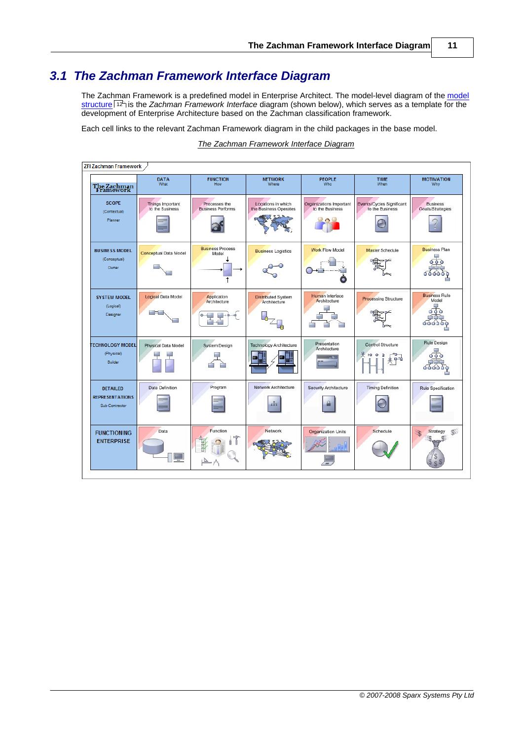## 3.1 The Zachman Framework Interface Diagram

The Zachman Framework is a predefined model in Enterprise Architect. The model-level diagram of the model structure [12] is the *Zachman Framework Interface* diagram (shown below), which serves as a template for the development of Enterprise Architecture based on the Zachman classification framework.

Each cell links to the relevant Zachman Framework diagram in the child packages in the base model.

The Zachman Framework Interface Diagram

ZFI Zachman Framework

| The Zachman Framework | DATA What | FUNCTION How | NETWORK Where | PEOPLE Who | TIME When | MOTIVATION Why |
|---|---|---|---|---|---|---|
| SCOPE (Contextual) Planner | Things Important to the Business | Processes the Business Performs | Locations in which the Business Operates | Organizations Important to the Business | Events/Cycles Significant to the Business | Business Goals/Strategies |
| BUSINESS MODEL (Conceptual) Owner | Conceptual Data Model | Business Process Model | Business Logistics | Work Flow Model | Master Schedule | Business Plan |
| SYSTEM MODEL (Logical) Designer | Logical Data Model | Application Architecture | Distributed System Architecture | Human Interface Architecture | Processing Structure | Business Rule Model |
| TECHNOLOGY MODEL (Physical) Builder | Physical Data Model | System Design | Technology Architecture | Presentation Architecture | Control Structure | Rule Design |
| DETAILED REPRESENTATIONS Sub-Contractor | Data Definition | Program | Network Architecture | Security Architecture | Timing Definition | Rule Specification |
| FUNCTIONING ENTERPRISE | Data | Function | Network | Organization Units | Schedule | Strategy |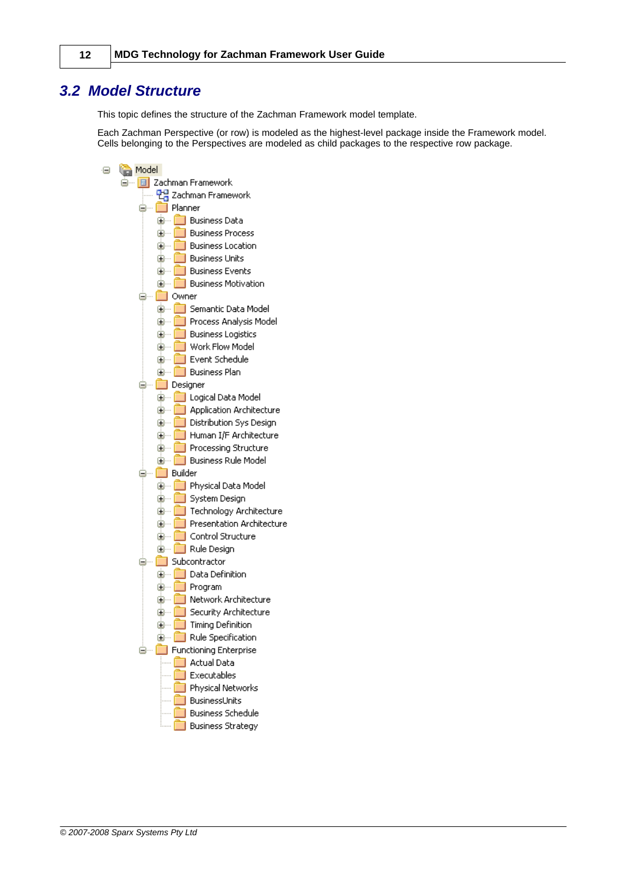## 3.2 Model Structure

This topic defines the structure of the Zachman Framework model template.

Each Zachman Perspective (or row) is modeled as the highest-level package inside the Framework model. Cells belonging to the Perspectives are modeled as child packages to the respective row package.

- Model
  - Zachman Framework
    - Zachman Framework
    - Planner
      - Business Data
      - Business Process
      - Business Location
      - Business Units
      - Business Events
      - Business Motivation
    - Owner
      - Semantic Data Model
      - Process Analysis Model
      - Business Logistics
      - Work Flow Model
      - Event Schedule
      - Business Plan
    - Designer
      - Logical Data Model
      - Application Architecture
      - Distribution Sys Design
      - Human I/F Architecture
      - Processing Structure
      - Business Rule Model
    - Builder
      - Physical Data Model
      - System Design
      - Technology Architecture
      - Presentation Architecture
      - Control Structure
      - Rule Design
    - Subcontractor
      - Data Definition
      - Program
      - Network Architecture
      - Security Architecture
      - Timing Definition
      - Rule Specification
    - Functioning Enterprise
      - Actual Data
      - Executables
      - Physical Networks
      - BusinessUnits
      - Business Schedule
      - Business Strategy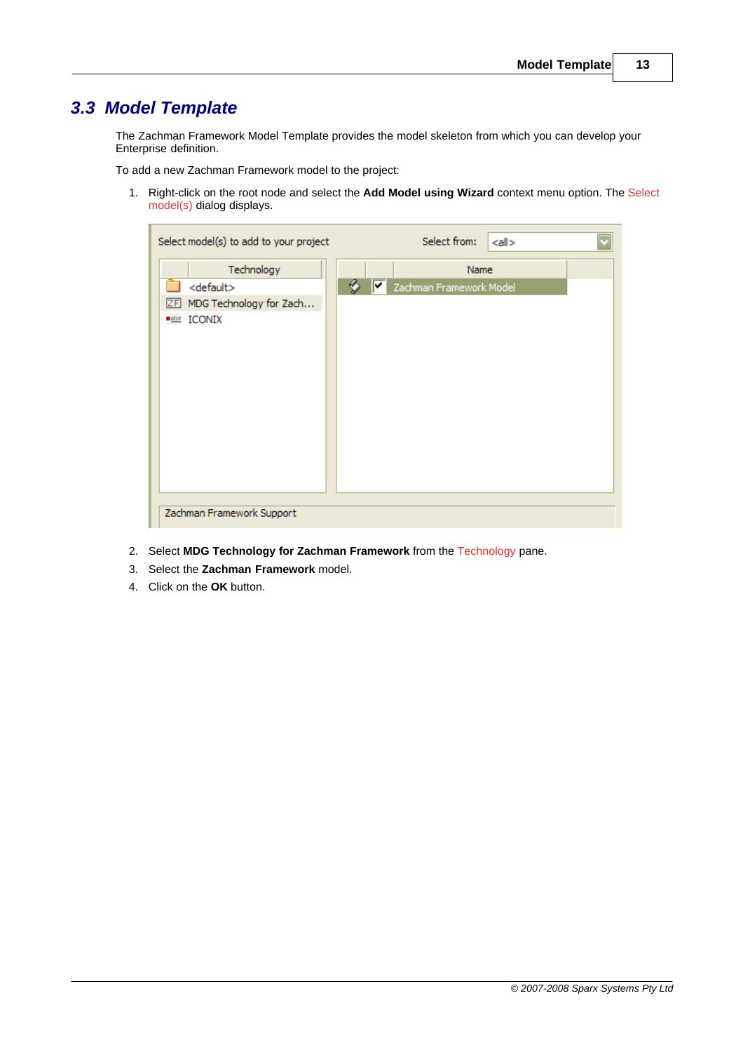## 3.3 Model Template

The Zachman Framework Model Template provides the model skeleton from which you can develop your Enterprise definition.

To add a new Zachman Framework model to the project:

1. Right-click on the root node and select the **Add Model using Wizard** context menu option. The Select model(s) dialog displays.

2. Select **MDG Technology for Zachman Framework** from the Technology pane.
3. Select the **Zachman Framework** model.
4. Click on the **OK** button.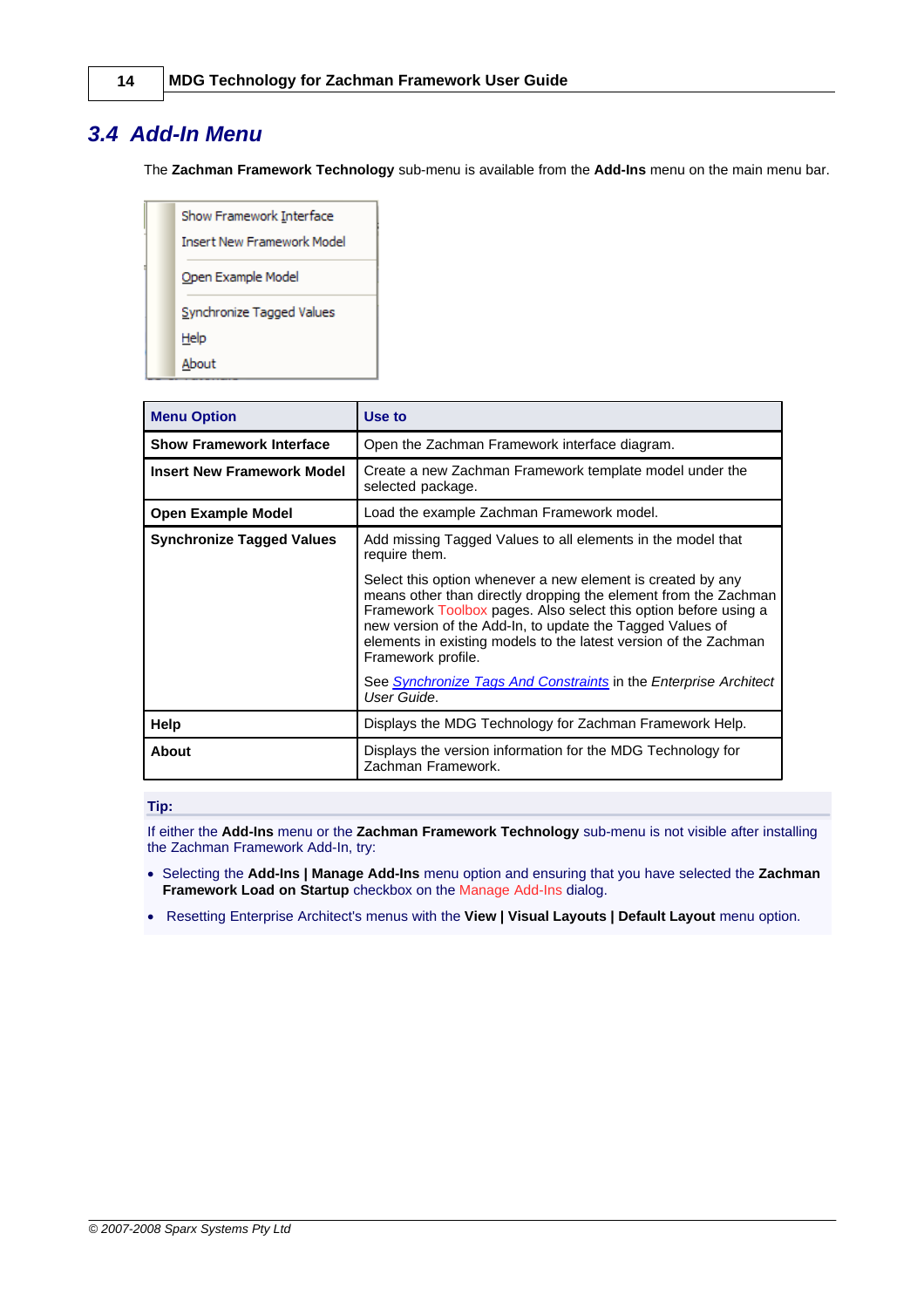## 3.4 Add-In Menu

The **Zachman Framework Technology** sub-menu is available from the **Add-Ins** menu on the main menu bar.

| Menu Option | Use to |
|---|---|
| **Show Framework Interface** | Open the Zachman Framework interface diagram. |
| **Insert New Framework Model** | Create a new Zachman Framework template model under the selected package. |
| **Open Example Model** | Load the example Zachman Framework model. |
| **Synchronize Tagged Values** | Add missing Tagged Values to all elements in the model that require them.<br><br>Select this option whenever a new element is created by any means other than directly dropping the element from the Zachman Framework Toolbox pages. Also select this option before using a new version of the Add-In, to update the Tagged Values of elements in existing models to the latest version of the Zachman Framework profile.<br><br>See *Synchronize Tags And Constraints* in the *Enterprise Architect User Guide*. |
| **Help** | Displays the MDG Technology for Zachman Framework Help. |
| **About** | Displays the version information for the MDG Technology for Zachman Framework. |

**Tip:**

If either the **Add-Ins** menu or the **Zachman Framework Technology** sub-menu is not visible after installing the Zachman Framework Add-In, try:

- Selecting the **Add-Ins | Manage Add-Ins** menu option and ensuring that you have selected the **Zachman Framework Load on Startup** checkbox on the Manage Add-Ins dialog.
- Resetting Enterprise Architect's menus with the **View | Visual Layouts | Default Layout** menu option.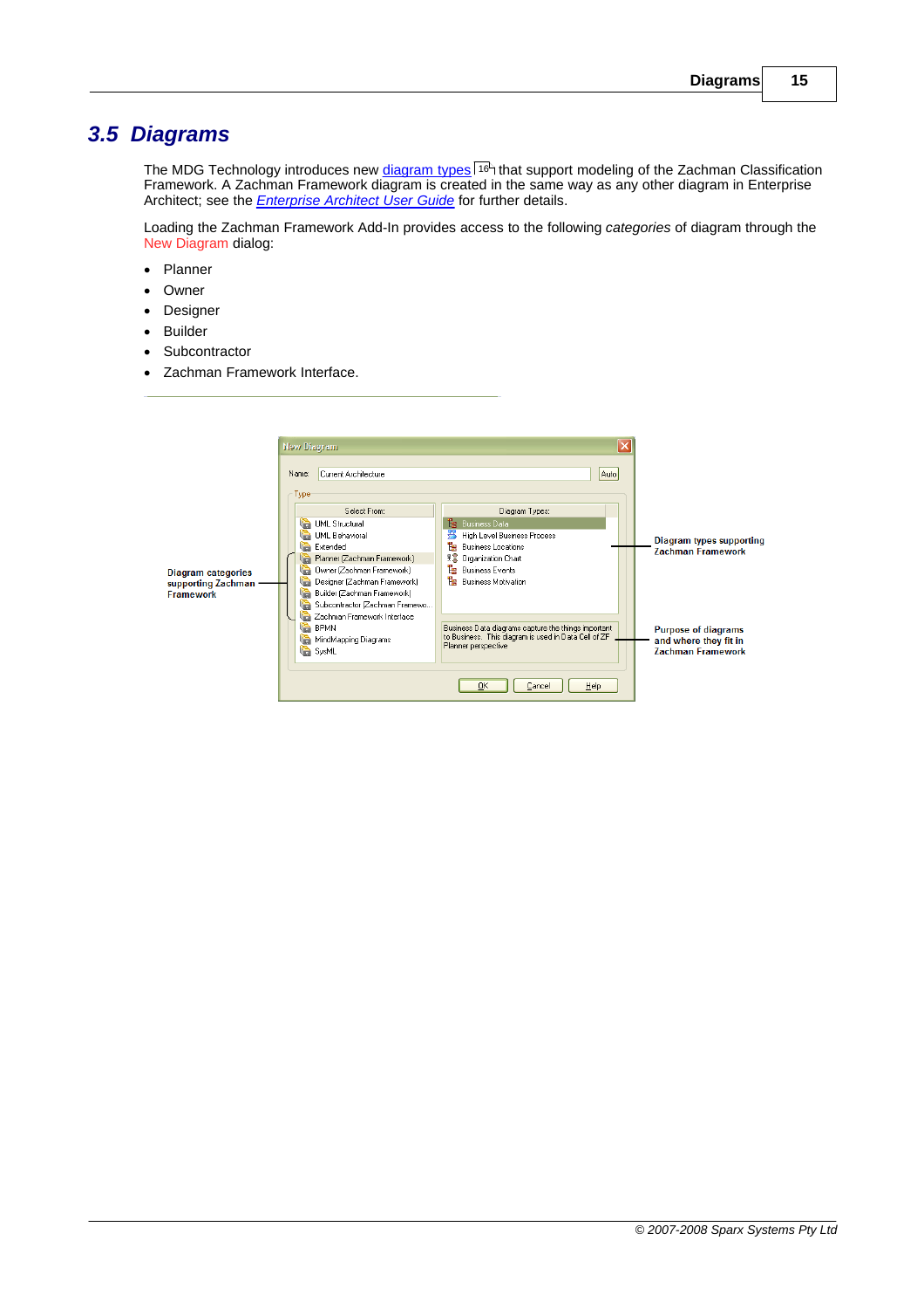## 3.5 Diagrams

The MDG Technology introduces new diagram types [16] that support modeling of the Zachman Classification Framework. A Zachman Framework diagram is created in the same way as any other diagram in Enterprise Architect; see the *Enterprise Architect User Guide* for further details.

Loading the Zachman Framework Add-In provides access to the following *categories* of diagram through the New Diagram dialog:

- Planner
- Owner
- Designer
- Builder
- Subcontractor
- Zachman Framework Interface.

Diagram categories supporting Zachman Framework

Diagram types supporting Zachman Framework

Purpose of diagrams and where they fit in Zachman Framework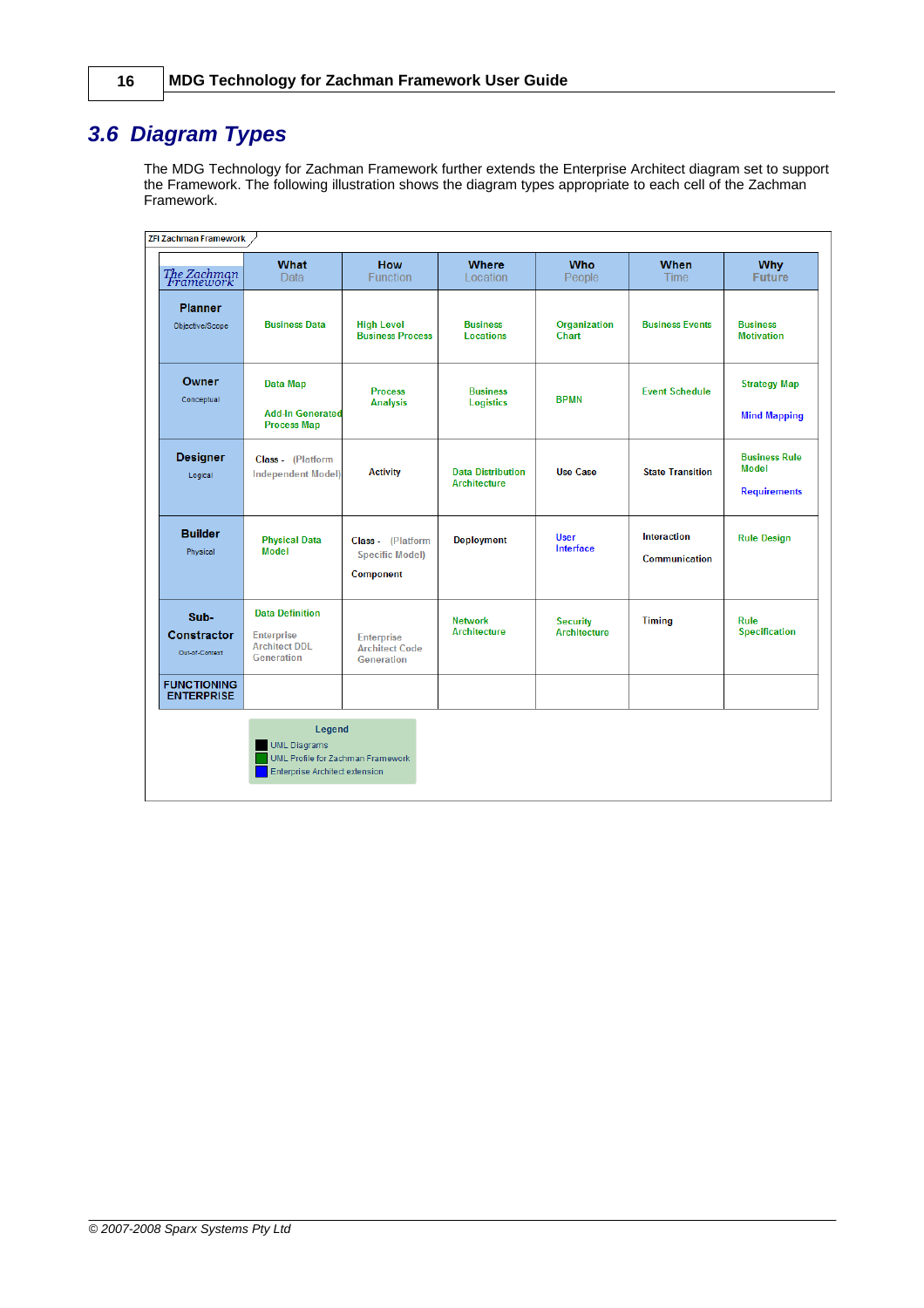## 3.6 Diagram Types

The MDG Technology for Zachman Framework further extends the Enterprise Architect diagram set to support the Framework. The following illustration shows the diagram types appropriate to each cell of the Zachman Framework.

ZF! Zachman Framework

| The Zachman Framework | What Data | How Function | Where Location | Who People | When Time | Why Future |
|---|---|---|---|---|---|---|
| **Planner** Objective/Scope | Business Data | High Level Business Process | Business Locations | Organization Chart | Business Events | Business Motivation |
| **Owner** Conceptual | Data Map<br>Add-In Generated Process Map | Process Analysis | Business Logistics | BPMN | Event Schedule | Strategy Map<br>Mind Mapping |
| **Designer** Logical | Class - (Platform Independent Model) | Activity | Data Distribution Architecture | Use Case | State Transition | Business Rule Model<br>Requirements |
| **Builder** Physical | Physical Data Model | Class - (Platform Specific Model)<br>Component | Deployment | User Interface | Interaction<br>Communication | Rule Design |
| **Sub-Constructor** Out-of-Context | Data Definition<br>Enterprise Architect DDL Generation | Enterprise Architect Code Generation | Network Architecture | Security Architecture | Timing | Rule Specification |
| **FUNCTIONING ENTERPRISE** | | | | | | |

Legend
- UML Diagrams
- UML Profile for Zachman Framework
- Enterprise Architect extension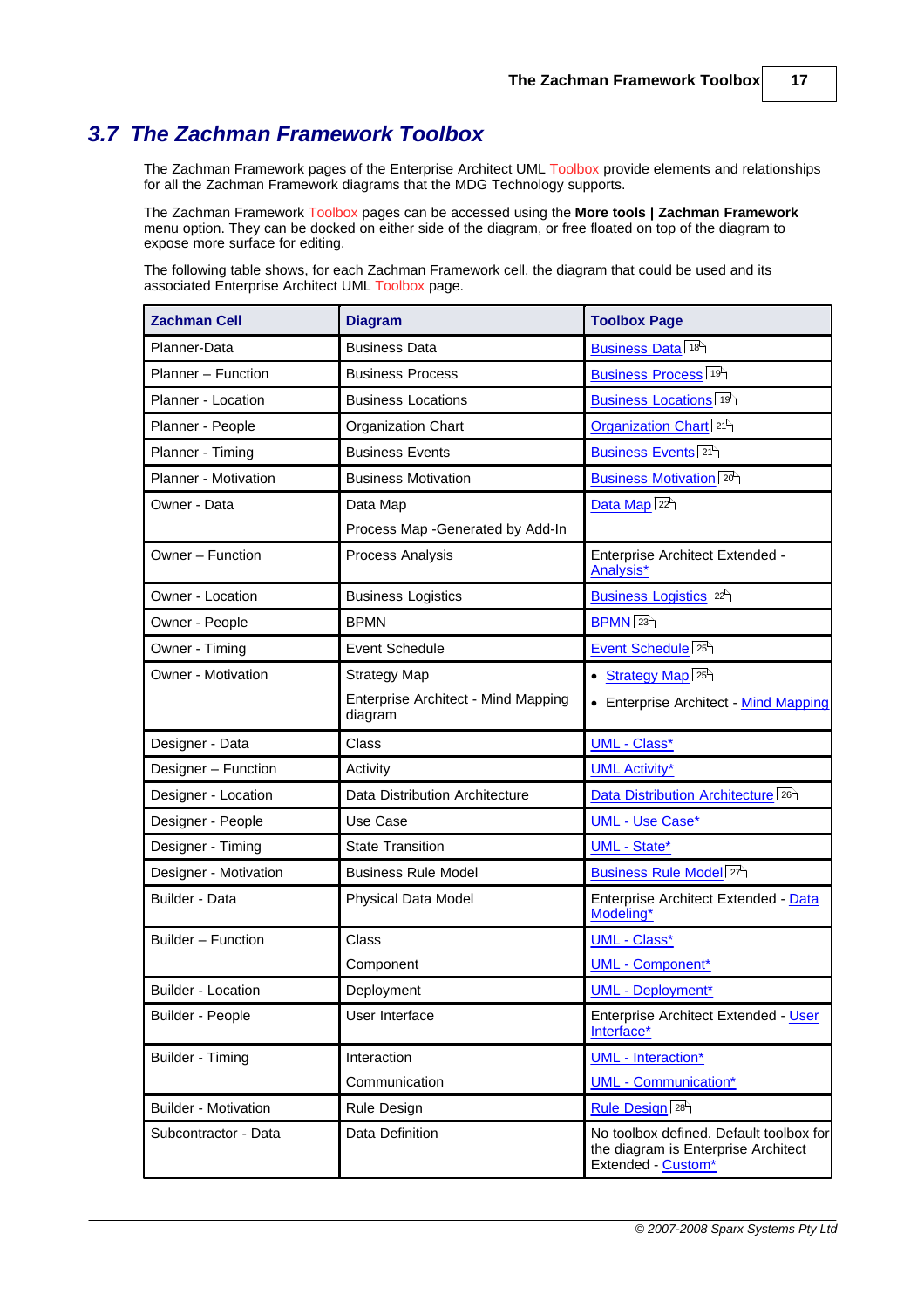## 3.7 The Zachman Framework Toolbox

The Zachman Framework pages of the Enterprise Architect UML Toolbox provide elements and relationships for all the Zachman Framework diagrams that the MDG Technology supports.

The Zachman Framework Toolbox pages can be accessed using the **More tools | Zachman Framework** menu option. They can be docked on either side of the diagram, or free floated on top of the diagram to expose more surface for editing.

The following table shows, for each Zachman Framework cell, the diagram that could be used and its associated Enterprise Architect UML Toolbox page.

| Zachman Cell | Diagram | Toolbox Page |
|---|---|---|
| Planner-Data | Business Data | Business Data 18 |
| Planner – Function | Business Process | Business Process 19 |
| Planner - Location | Business Locations | Business Locations 19 |
| Planner - People | Organization Chart | Organization Chart 21 |
| Planner - Timing | Business Events | Business Events 21 |
| Planner - Motivation | Business Motivation | Business Motivation 20 |
| Owner - Data | Data Map<br>Process Map -Generated by Add-In | Data Map 22 |
| Owner – Function | Process Analysis | Enterprise Architect Extended - Analysis* |
| Owner - Location | Business Logistics | Business Logistics 22 |
| Owner - People | BPMN | BPMN 23 |
| Owner - Timing | Event Schedule | Event Schedule 25 |
| Owner - Motivation | Strategy Map<br>Enterprise Architect - Mind Mapping diagram | • Strategy Map 25<br>• Enterprise Architect - Mind Mapping |
| Designer - Data | Class | UML - Class* |
| Designer – Function | Activity | UML Activity* |
| Designer - Location | Data Distribution Architecture | Data Distribution Architecture 26 |
| Designer - People | Use Case | UML - Use Case* |
| Designer - Timing | State Transition | UML - State* |
| Designer - Motivation | Business Rule Model | Business Rule Model 27 |
| Builder - Data | Physical Data Model | Enterprise Architect Extended - Data Modeling* |
| Builder – Function | Class<br>Component | UML - Class*<br>UML - Component* |
| Builder - Location | Deployment | UML - Deployment* |
| Builder - People | User Interface | Enterprise Architect Extended - User Interface* |
| Builder - Timing | Interaction<br>Communication | UML - Interaction*<br>UML - Communication* |
| Builder - Motivation | Rule Design | Rule Design 28 |
| Subcontractor - Data | Data Definition | No toolbox defined. Default toolbox for the diagram is Enterprise Architect Extended - Custom* |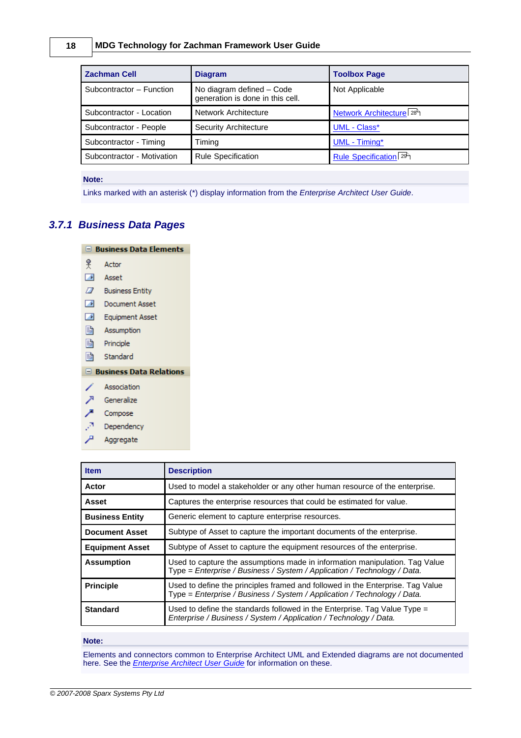| Zachman Cell | Diagram | Toolbox Page |
|---|---|---|
| Subcontractor – Function | No diagram defined – Code generation is done in this cell. | Not Applicable |
| Subcontractor - Location | Network Architecture | Network Architecture 28 |
| Subcontractor - People | Security Architecture | UML - Class* |
| Subcontractor - Timing | Timing | UML - Timing* |
| Subcontractor - Motivation | Rule Specification | Rule Specification 29 |

**Note:**

Links marked with an asterisk (*) display information from the *Enterprise Architect User Guide*.

### 3.7.1 Business Data Pages

**Business Data Elements**

- Actor
- Asset
- Business Entity
- Document Asset
- Equipment Asset
- Assumption
- Principle
- Standard

**Business Data Relations**

- Association
- Generalize
- Compose
- Dependency
- Aggregate

| Item | Description |
|---|---|
| **Actor** | Used to model a stakeholder or any other human resource of the enterprise. |
| **Asset** | Captures the enterprise resources that could be estimated for value. |
| **Business Entity** | Generic element to capture enterprise resources. |
| **Document Asset** | Subtype of Asset to capture the important documents of the enterprise. |
| **Equipment Asset** | Subtype of Asset to capture the equipment resources of the enterprise. |
| **Assumption** | Used to capture the assumptions made in information manipulation. Tag Value Type = *Enterprise / Business / System / Application / Technology / Data.* |
| **Principle** | Used to define the principles framed and followed in the Enterprise. Tag Value Type = *Enterprise / Business / System / Application / Technology / Data.* |
| **Standard** | Used to define the standards followed in the Enterprise. Tag Value Type = *Enterprise / Business / System / Application / Technology / Data.* |

**Note:**

Elements and connectors common to Enterprise Architect UML and Extended diagrams are not documented here. See the *Enterprise Architect User Guide* for information on these.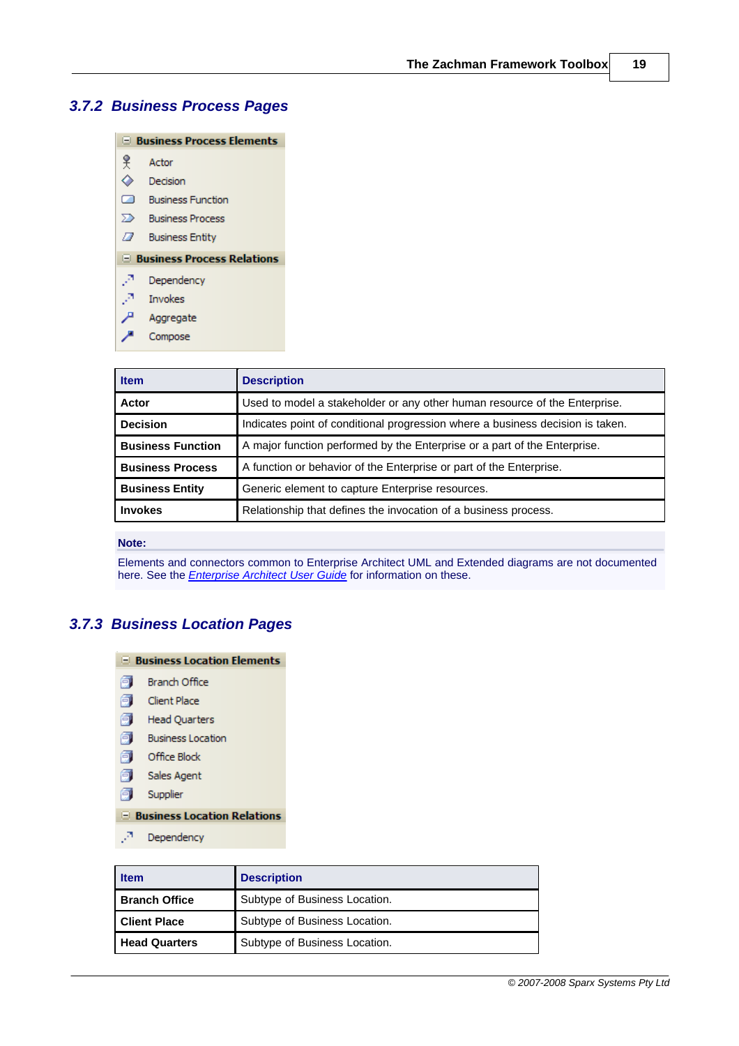### 3.7.2 Business Process Pages

**Business Process Elements**

- Actor
- Decision
- Business Function
- Business Process
- Business Entity

**Business Process Relations**

- Dependency
- Invokes
- Aggregate
- Compose

| Item | Description |
| --- | --- |
| **Actor** | Used to model a stakeholder or any other human resource of the Enterprise. |
| **Decision** | Indicates point of conditional progression where a business decision is taken. |
| **Business Function** | A major function performed by the Enterprise or a part of the Enterprise. |
| **Business Process** | A function or behavior of the Enterprise or part of the Enterprise. |
| **Business Entity** | Generic element to capture Enterprise resources. |
| **Invokes** | Relationship that defines the invocation of a business process. |

**Note:**

Elements and connectors common to Enterprise Architect UML and Extended diagrams are not documented here. See the *Enterprise Architect User Guide* for information on these.

### 3.7.3 Business Location Pages

**Business Location Elements**

- Branch Office
- Client Place
- Head Quarters
- Business Location
- Office Block
- Sales Agent
- Supplier

**Business Location Relations**

- Dependency

| Item | Description |
| --- | --- |
| **Branch Office** | Subtype of Business Location. |
| **Client Place** | Subtype of Business Location. |
| **Head Quarters** | Subtype of Business Location. |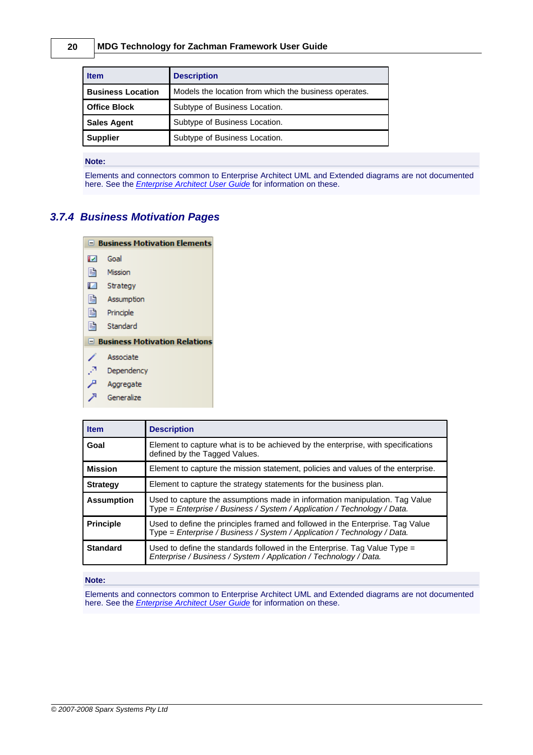| Item | Description |
| --- | --- |
| **Business Location** | Models the location from which the business operates. |
| **Office Block** | Subtype of Business Location. |
| **Sales Agent** | Subtype of Business Location. |
| **Supplier** | Subtype of Business Location. |

**Note:**

Elements and connectors common to Enterprise Architect UML and Extended diagrams are not documented here. See the *Enterprise Architect User Guide* for information on these.

### 3.7.4 Business Motivation Pages

**Business Motivation Elements**

- Goal
- Mission
- Strategy
- Assumption
- Principle
- Standard

**Business Motivation Relations**

- Associate
- Dependency
- Aggregate
- Generalize

| Item | Description |
| --- | --- |
| **Goal** | Element to capture what is to be achieved by the enterprise, with specifications defined by the Tagged Values. |
| **Mission** | Element to capture the mission statement, policies and values of the enterprise. |
| **Strategy** | Element to capture the strategy statements for the business plan. |
| **Assumption** | Used to capture the assumptions made in information manipulation. Tag Value Type = *Enterprise / Business / System / Application / Technology / Data.* |
| **Principle** | Used to define the principles framed and followed in the Enterprise. Tag Value Type = *Enterprise / Business / System / Application / Technology / Data.* |
| **Standard** | Used to define the standards followed in the Enterprise. Tag Value Type = *Enterprise / Business / System / Application / Technology / Data.* |

**Note:**

Elements and connectors common to Enterprise Architect UML and Extended diagrams are not documented here. See the *Enterprise Architect User Guide* for information on these.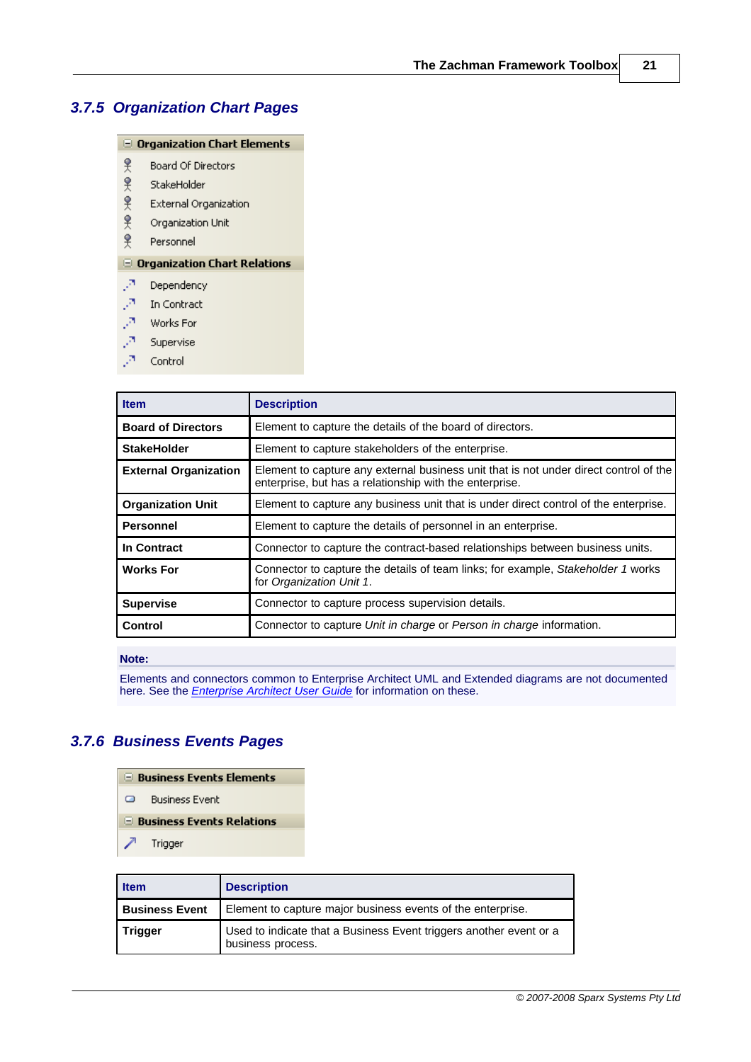### 3.7.5 Organization Chart Pages

**Organization Chart Elements**

- Board Of Directors
- StakeHolder
- External Organization
- Organization Unit
- Personnel

**Organization Chart Relations**

- Dependency
- In Contract
- Works For
- Supervise
- Control

| Item | Description |
|---|---|
| **Board of Directors** | Element to capture the details of the board of directors. |
| **StakeHolder** | Element to capture stakeholders of the enterprise. |
| **External Organization** | Element to capture any external business unit that is not under direct control of the enterprise, but has a relationship with the enterprise. |
| **Organization Unit** | Element to capture any business unit that is under direct control of the enterprise. |
| **Personnel** | Element to capture the details of personnel in an enterprise. |
| **In Contract** | Connector to capture the contract-based relationships between business units. |
| **Works For** | Connector to capture the details of team links; for example, *Stakeholder 1* works for *Organization Unit 1*. |
| **Supervise** | Connector to capture process supervision details. |
| **Control** | Connector to capture *Unit in charge* or *Person in charge* information. |

**Note:**

Elements and connectors common to Enterprise Architect UML and Extended diagrams are not documented here. See the *Enterprise Architect User Guide* for information on these.

### 3.7.6 Business Events Pages

**Business Events Elements**

- Business Event

**Business Events Relations**

- Trigger

| Item | Description |
|---|---|
| **Business Event** | Element to capture major business events of the enterprise. |
| **Trigger** | Used to indicate that a Business Event triggers another event or a business process. |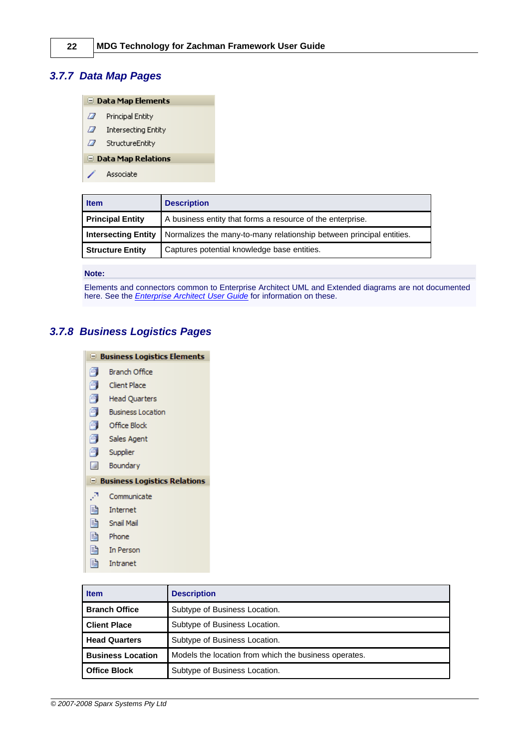### 3.7.7 Data Map Pages

**Data Map Elements**

- Principal Entity
- Intersecting Entity
- StructureEntity

**Data Map Relations**

- Associate

| Item | Description |
| --- | --- |
| **Principal Entity** | A business entity that forms a resource of the enterprise. |
| **Intersecting Entity** | Normalizes the many-to-many relationship between principal entities. |
| **Structure Entity** | Captures potential knowledge base entities. |

**Note:**

Elements and connectors common to Enterprise Architect UML and Extended diagrams are not documented here. See the *Enterprise Architect User Guide* for information on these.

### 3.7.8 Business Logistics Pages

**Business Logistics Elements**

- Branch Office
- Client Place
- Head Quarters
- Business Location
- Office Block
- Sales Agent
- Supplier
- Boundary

**Business Logistics Relations**

- Communicate
- Internet
- Snail Mail
- Phone
- In Person
- Intranet

| Item | Description |
| --- | --- |
| **Branch Office** | Subtype of Business Location. |
| **Client Place** | Subtype of Business Location. |
| **Head Quarters** | Subtype of Business Location. |
| **Business Location** | Models the location from which the business operates. |
| **Office Block** | Subtype of Business Location. |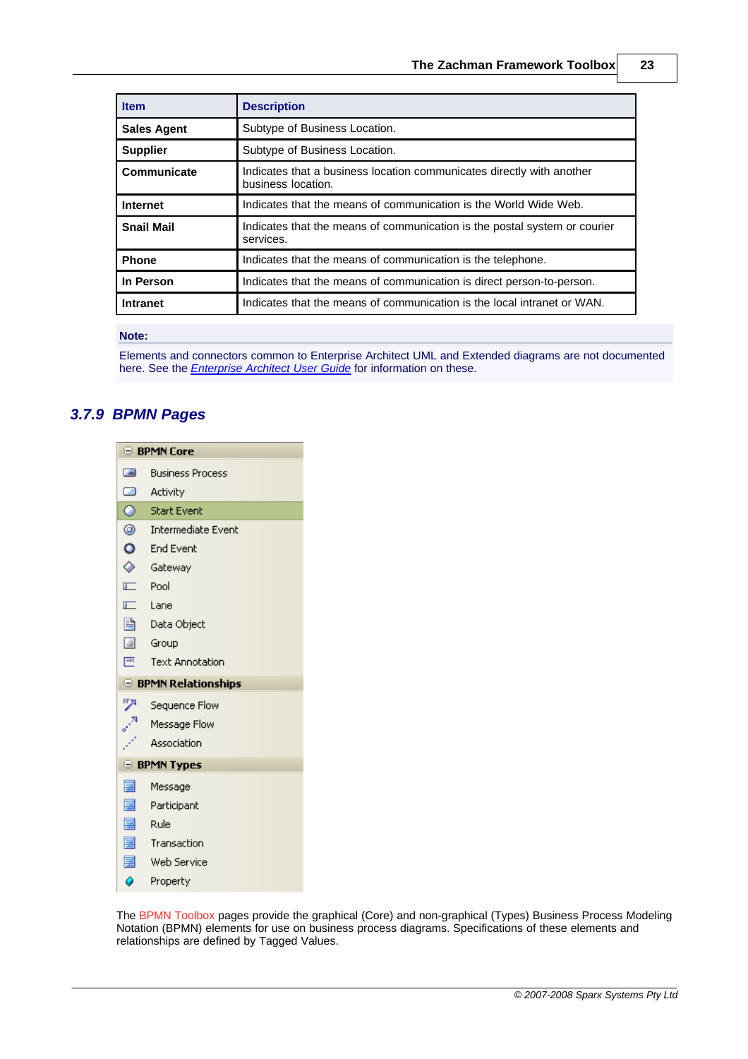| Item | Description |
|---|---|
| **Sales Agent** | Subtype of Business Location. |
| **Supplier** | Subtype of Business Location. |
| **Communicate** | Indicates that a business location communicates directly with another business location. |
| **Internet** | Indicates that the means of communication is the World Wide Web. |
| **Snail Mail** | Indicates that the means of communication is the postal system or courier services. |
| **Phone** | Indicates that the means of communication is the telephone. |
| **In Person** | Indicates that the means of communication is direct person-to-person. |
| **Intranet** | Indicates that the means of communication is the local intranet or WAN. |

**Note:**

Elements and connectors common to Enterprise Architect UML and Extended diagrams are not documented here. See the *Enterprise Architect User Guide* for information on these.

## 3.7.9 BPMN Pages

**BPMN Core**

- Business Process
- Activity
- Start Event
- Intermediate Event
- End Event
- Gateway
- Pool
- Lane
- Data Object
- Group
- Text Annotation

**BPMN Relationships**

- Sequence Flow
- Message Flow
- Association

**BPMN Types**

- Message
- Participant
- Rule
- Transaction
- Web Service
- Property

The BPMN Toolbox pages provide the graphical (Core) and non-graphical (Types) Business Process Modeling Notation (BPMN) elements for use on business process diagrams. Specifications of these elements and relationships are defined by Tagged Values.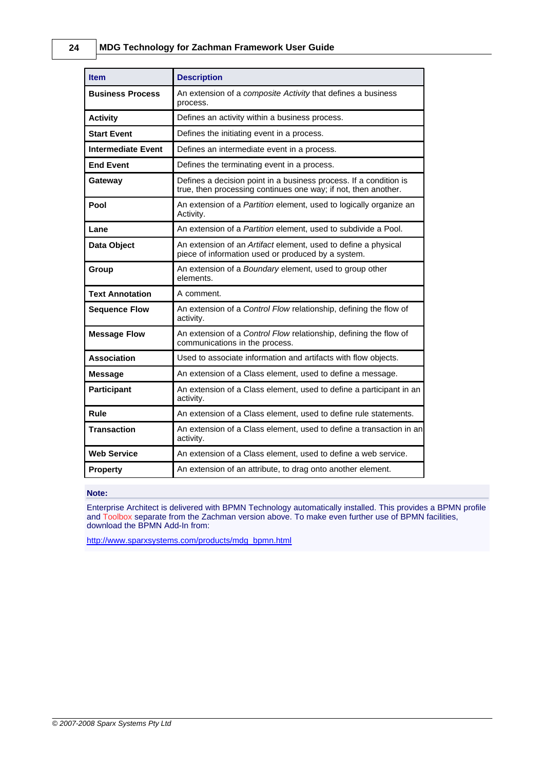| Item | Description |
| --- | --- |
| **Business Process** | An extension of a *composite Activity* that defines a business process. |
| **Activity** | Defines an activity within a business process. |
| **Start Event** | Defines the initiating event in a process. |
| **Intermediate Event** | Defines an intermediate event in a process. |
| **End Event** | Defines the terminating event in a process. |
| **Gateway** | Defines a decision point in a business process. If a condition is true, then processing continues one way; if not, then another. |
| **Pool** | An extension of a *Partition* element, used to logically organize an Activity. |
| **Lane** | An extension of a *Partition* element, used to subdivide a Pool. |
| **Data Object** | An extension of an *Artifact* element, used to define a physical piece of information used or produced by a system. |
| **Group** | An extension of a *Boundary* element, used to group other elements. |
| **Text Annotation** | A comment. |
| **Sequence Flow** | An extension of a *Control Flow* relationship, defining the flow of activity. |
| **Message Flow** | An extension of a *Control Flow* relationship, defining the flow of communications in the process. |
| **Association** | Used to associate information and artifacts with flow objects. |
| **Message** | An extension of a Class element, used to define a message. |
| **Participant** | An extension of a Class element, used to define a participant in an activity. |
| **Rule** | An extension of a Class element, used to define rule statements. |
| **Transaction** | An extension of a Class element, used to define a transaction in an activity. |
| **Web Service** | An extension of a Class element, used to define a web service. |
| **Property** | An extension of an attribute, to drag onto another element. |

**Note:**

Enterprise Architect is delivered with BPMN Technology automatically installed. This provides a BPMN profile and Toolbox separate from the Zachman version above. To make even further use of BPMN facilities, download the BPMN Add-In from:

http://www.sparxsystems.com/products/mdg_bpmn.html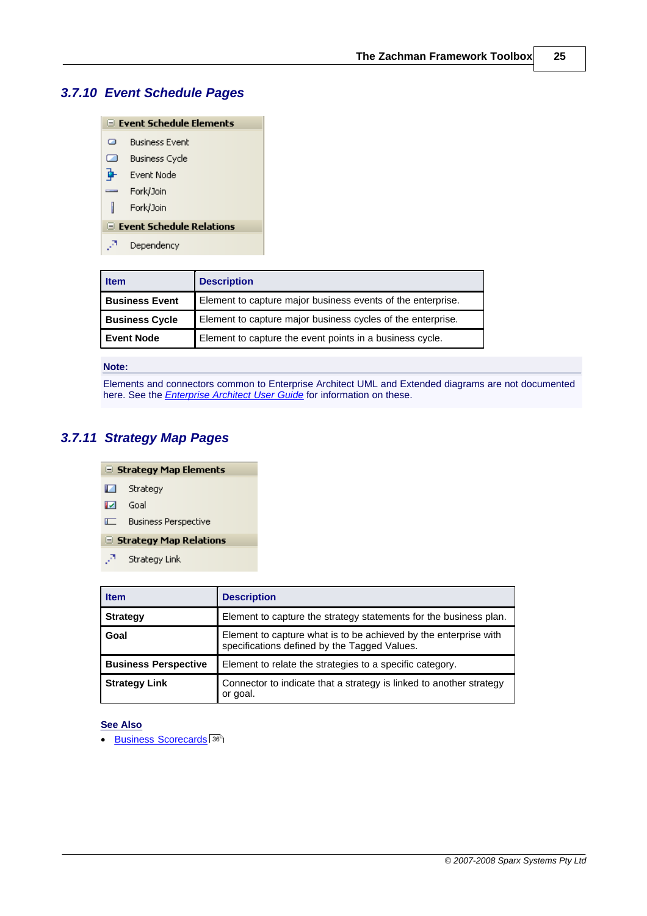### 3.7.10 Event Schedule Pages

**Event Schedule Elements**
- Business Event
- Business Cycle
- Event Node
- Fork/Join
- Fork/Join

**Event Schedule Relations**
- Dependency

| Item | Description |
|---|---|
| **Business Event** | Element to capture major business events of the enterprise. |
| **Business Cycle** | Element to capture major business cycles of the enterprise. |
| **Event Node** | Element to capture the event points in a business cycle. |

**Note:**

Elements and connectors common to Enterprise Architect UML and Extended diagrams are not documented here. See the *Enterprise Architect User Guide* for information on these.

### 3.7.11 Strategy Map Pages

**Strategy Map Elements**
- Strategy
- Goal
- Business Perspective

**Strategy Map Relations**
- Strategy Link

| Item | Description |
|---|---|
| **Strategy** | Element to capture the strategy statements for the business plan. |
| **Goal** | Element to capture what is to be achieved by the enterprise with specifications defined by the Tagged Values. |
| **Business Perspective** | Element to relate the strategies to a specific category. |
| **Strategy Link** | Connector to indicate that a strategy is linked to another strategy or goal. |

**See Also**

- Business Scorecards 36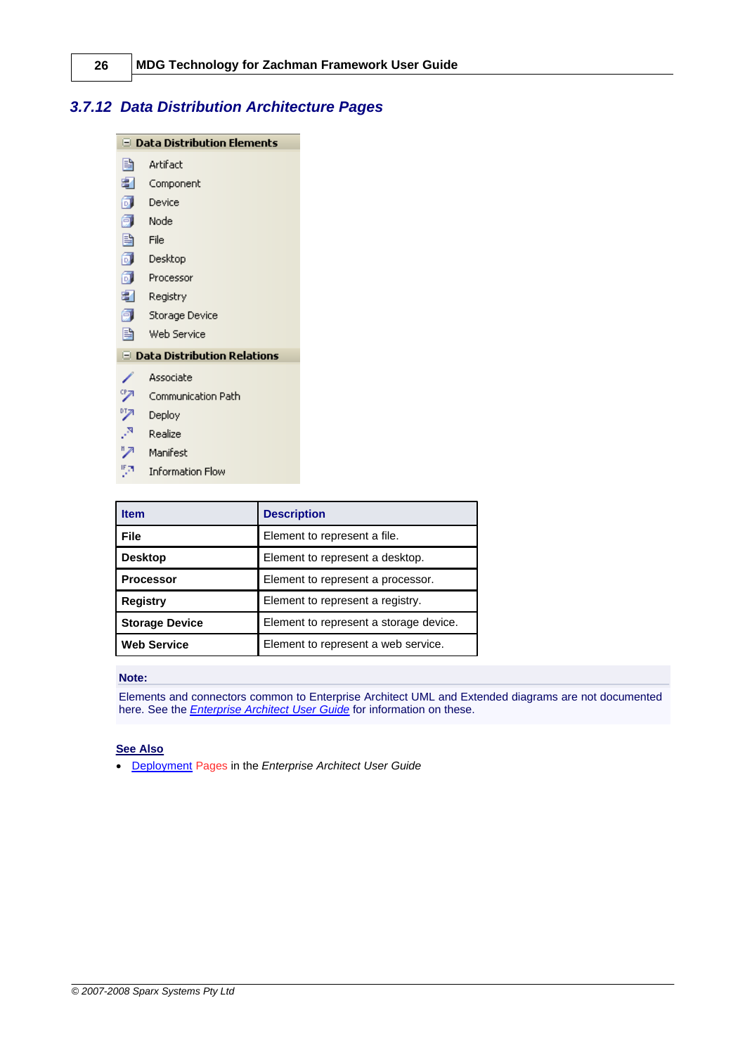### 3.7.12 Data Distribution Architecture Pages

**Data Distribution Elements**

- Artifact
- Component
- Device
- Node
- File
- Desktop
- Processor
- Registry
- Storage Device
- Web Service

**Data Distribution Relations**

- Associate
- Communication Path
- Deploy
- Realize
- Manifest
- Information Flow

| Item | Description |
|---|---|
| **File** | Element to represent a file. |
| **Desktop** | Element to represent a desktop. |
| **Processor** | Element to represent a processor. |
| **Registry** | Element to represent a registry. |
| **Storage Device** | Element to represent a storage device. |
| **Web Service** | Element to represent a web service. |

**Note:**

Elements and connectors common to Enterprise Architect UML and Extended diagrams are not documented here. See the *Enterprise Architect User Guide* for information on these.

**See Also**

- Deployment Pages in the *Enterprise Architect User Guide*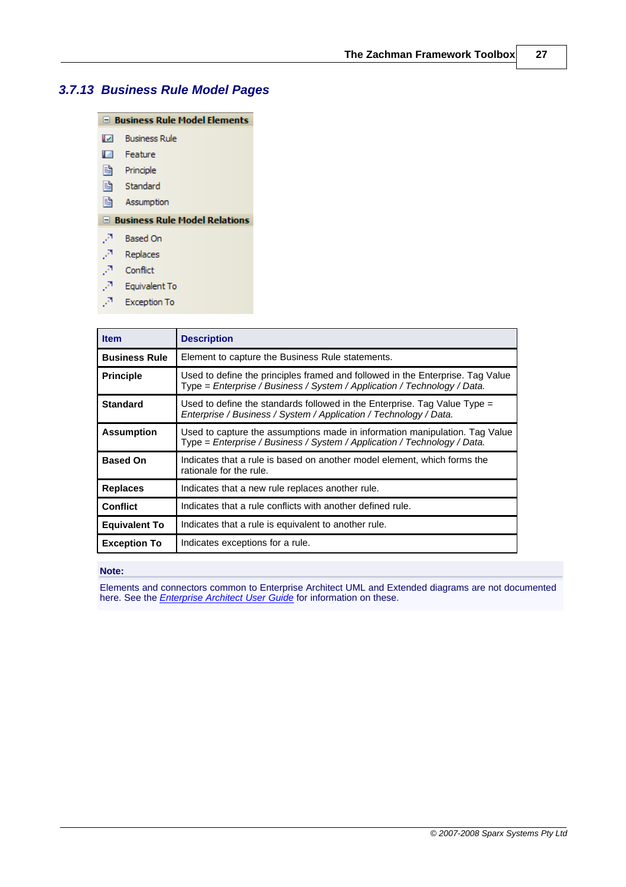### 3.7.13 Business Rule Model Pages

**Business Rule Model Elements**

- Business Rule
- Feature
- Principle
- Standard
- Assumption

**Business Rule Model Relations**

- Based On
- Replaces
- Conflict
- Equivalent To
- Exception To

| Item | Description |
|---|---|
| **Business Rule** | Element to capture the Business Rule statements. |
| **Principle** | Used to define the principles framed and followed in the Enterprise. Tag Value Type = *Enterprise / Business / System / Application / Technology / Data.* |
| **Standard** | Used to define the standards followed in the Enterprise. Tag Value Type = *Enterprise / Business / System / Application / Technology / Data.* |
| **Assumption** | Used to capture the assumptions made in information manipulation. Tag Value Type = *Enterprise / Business / System / Application / Technology / Data.* |
| **Based On** | Indicates that a rule is based on another model element, which forms the rationale for the rule. |
| **Replaces** | Indicates that a new rule replaces another rule. |
| **Conflict** | Indicates that a rule conflicts with another defined rule. |
| **Equivalent To** | Indicates that a rule is equivalent to another rule. |
| **Exception To** | Indicates exceptions for a rule. |

**Note:**

Elements and connectors common to Enterprise Architect UML and Extended diagrams are not documented here. See the *Enterprise Architect User Guide* for information on these.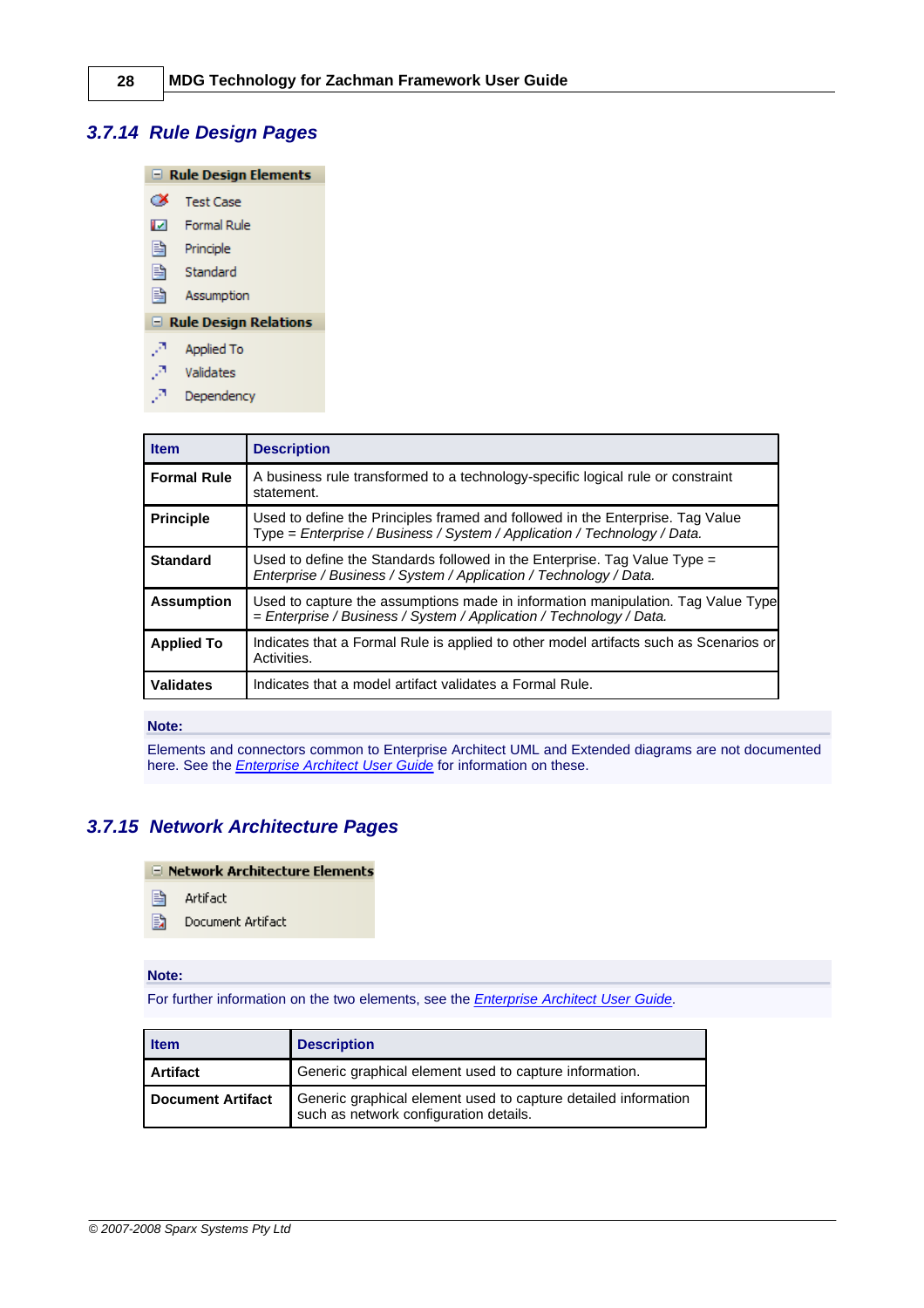### 3.7.14 Rule Design Pages

Rule Design Elements
- Test Case
- Formal Rule
- Principle
- Standard
- Assumption

Rule Design Relations
- Applied To
- Validates
- Dependency

| Item | Description |
| --- | --- |
| **Formal Rule** | A business rule transformed to a technology-specific logical rule or constraint statement. |
| **Principle** | Used to define the Principles framed and followed in the Enterprise. Tag Value Type = *Enterprise / Business / System / Application / Technology / Data.* |
| **Standard** | Used to define the Standards followed in the Enterprise. Tag Value Type = *Enterprise / Business / System / Application / Technology / Data.* |
| **Assumption** | Used to capture the assumptions made in information manipulation. Tag Value Type = *Enterprise / Business / System / Application / Technology / Data.* |
| **Applied To** | Indicates that a Formal Rule is applied to other model artifacts such as Scenarios or Activities. |
| **Validates** | Indicates that a model artifact validates a Formal Rule. |

**Note:**

Elements and connectors common to Enterprise Architect UML and Extended diagrams are not documented here. See the *Enterprise Architect User Guide* for information on these.

### 3.7.15 Network Architecture Pages

Network Architecture Elements
- Artifact
- Document Artifact

**Note:**

For further information on the two elements, see the *Enterprise Architect User Guide*.

| Item | Description |
| --- | --- |
| **Artifact** | Generic graphical element used to capture information. |
| **Document Artifact** | Generic graphical element used to capture detailed information such as network configuration details. |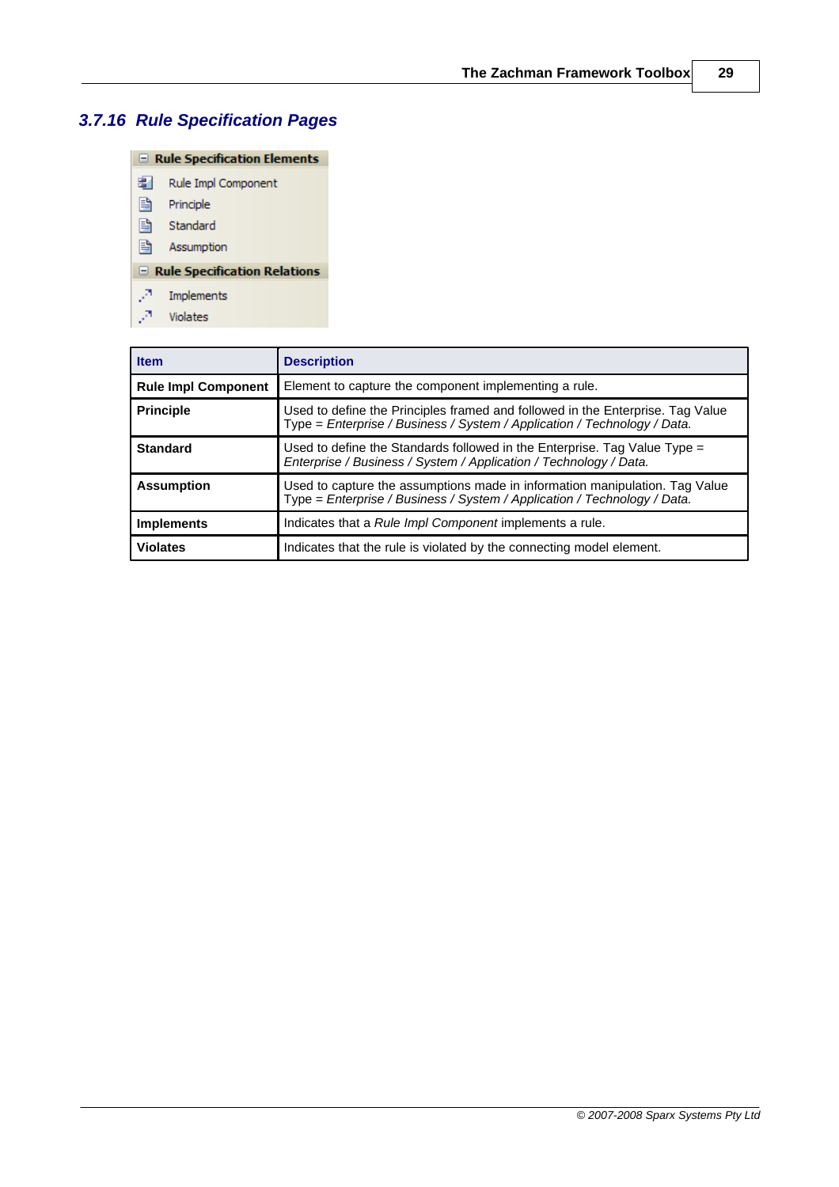### 3.7.16 Rule Specification Pages

**Rule Specification Elements**

- Rule Impl Component
- Principle
- Standard
- Assumption

**Rule Specification Relations**

- Implements
- Violates

| Item | Description |
|---|---|
| **Rule Impl Component** | Element to capture the component implementing a rule. |
| **Principle** | Used to define the Principles framed and followed in the Enterprise. Tag Value Type = *Enterprise / Business / System / Application / Technology / Data.* |
| **Standard** | Used to define the Standards followed in the Enterprise. Tag Value Type = *Enterprise / Business / System / Application / Technology / Data.* |
| **Assumption** | Used to capture the assumptions made in information manipulation. Tag Value Type = *Enterprise / Business / System / Application / Technology / Data.* |
| **Implements** | Indicates that a *Rule Impl Component* implements a rule. |
| **Violates** | Indicates that the rule is violated by the connecting model element. |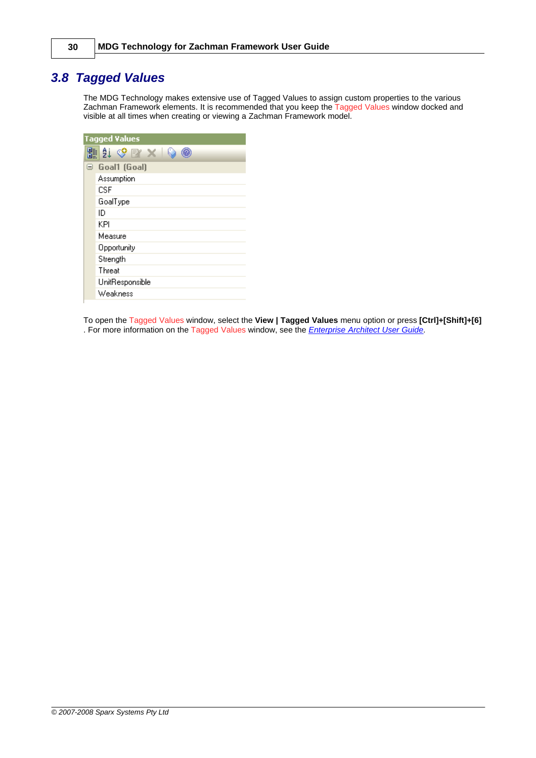## 3.8 Tagged Values

The MDG Technology makes extensive use of Tagged Values to assign custom properties to the various Zachman Framework elements. It is recommended that you keep the Tagged Values window docked and visible at all times when creating or viewing a Zachman Framework model.

Tagged Values

Goal1 (Goal)

- Assumption
- CSF
- GoalType
- ID
- KPI
- Measure
- Opportunity
- Strength
- Threat
- UnitResponsible
- Weakness

To open the Tagged Values window, select the **View | Tagged Values** menu option or press **[Ctrl]+[Shift]+[6]**. For more information on the Tagged Values window, see the *Enterprise Architect User Guide*.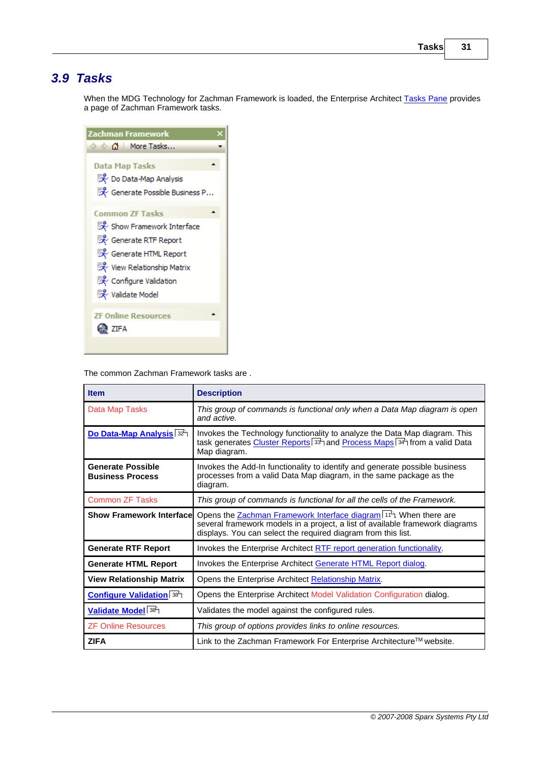## 3.9 Tasks

When the MDG Technology for Zachman Framework is loaded, the Enterprise Architect Tasks Pane provides a page of Zachman Framework tasks.

The common Zachman Framework tasks are .

| Item | Description |
|---|---|
| Data Map Tasks | *This group of commands is functional only when a Data Map diagram is open and active.* |
| **Do Data-Map Analysis** 32 | Invokes the Technology functionality to analyze the Data Map diagram. This task generates Cluster Reports 33 and Process Maps 34 from a valid Data Map diagram. |
| **Generate Possible Business Process** | Invokes the Add-In functionality to identify and generate possible business processes from a valid Data Map diagram, in the same package as the diagram. |
| Common ZF Tasks | *This group of commands is functional for all the cells of the Framework.* |
| **Show Framework Interface** | Opens the Zachman Framework Interface diagram 11. When there are several framework models in a project, a list of available framework diagrams displays. You can select the required diagram from this list. |
| **Generate RTF Report** | Invokes the Enterprise Architect RTF report generation functionality. |
| **Generate HTML Report** | Invokes the Enterprise Architect Generate HTML Report dialog. |
| **View Relationship Matrix** | Opens the Enterprise Architect Relationship Matrix. |
| **Configure Validation** 38 | Opens the Enterprise Architect Model Validation Configuration dialog. |
| **Validate Model** 38 | Validates the model against the configured rules. |
| ZF Online Resources | *This group of options provides links to online resources.* |
| **ZIFA** | Link to the Zachman Framework For Enterprise Architecture™ website. |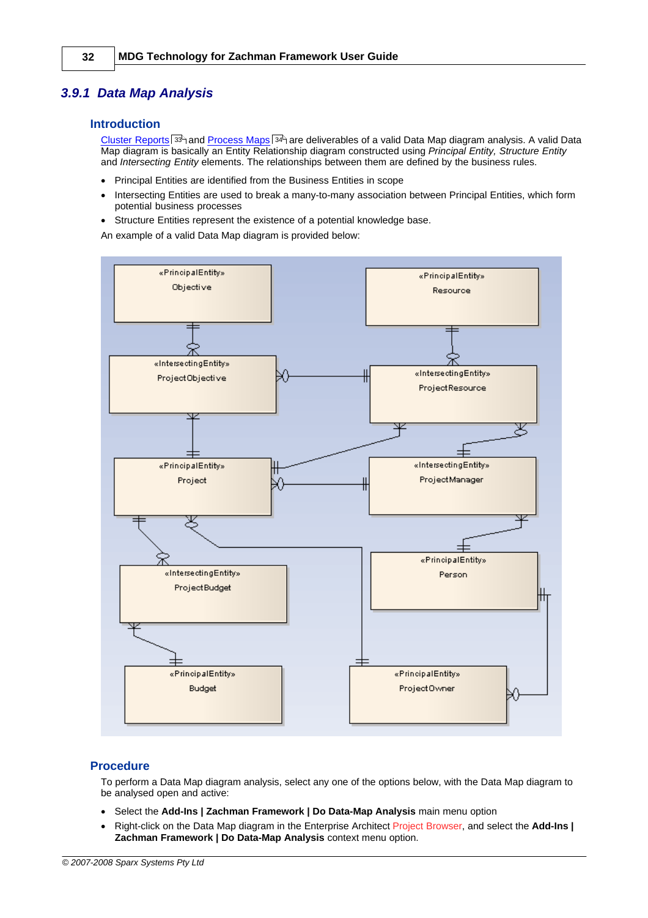### 3.9.1 Data Map Analysis

#### Introduction

Cluster Reports [33] and Process Maps [34] are deliverables of a valid Data Map diagram analysis. A valid Data Map diagram is basically an Entity Relationship diagram constructed using *Principal Entity, Structure Entity* and *Intersecting Entity* elements. The relationships between them are defined by the business rules.

- Principal Entities are identified from the Business Entities in scope
- Intersecting Entities are used to break a many-to-many association between Principal Entities, which form potential business processes
- Structure Entities represent the existence of a potential knowledge base.

An example of a valid Data Map diagram is provided below:

«PrincipalEntity»
Objective

«PrincipalEntity»
Resource

«IntersectingEntity»
ProjectObjective

«IntersectingEntity»
ProjectResource

«PrincipalEntity»
Project

«IntersectingEntity»
ProjectManager

«IntersectingEntity»
ProjectBudget

«PrincipalEntity»
Person

«PrincipalEntity»
Budget

«PrincipalEntity»
ProjectOwner

#### Procedure

To perform a Data Map diagram analysis, select any one of the options below, with the Data Map diagram to be analysed open and active:

- Select the **Add-Ins | Zachman Framework | Do Data-Map Analysis** main menu option
- Right-click on the Data Map diagram in the Enterprise Architect Project Browser, and select the **Add-Ins | Zachman Framework | Do Data-Map Analysis** context menu option.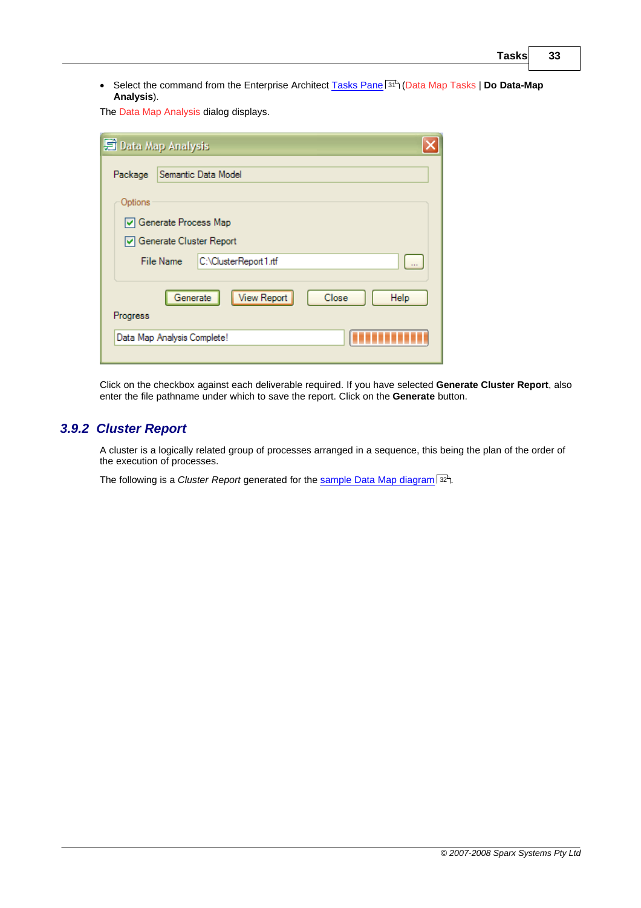- Select the command from the Enterprise Architect Tasks Pane [31] (Data Map Tasks | **Do Data-Map Analysis**).

The Data Map Analysis dialog displays.

Click on the checkbox against each deliverable required. If you have selected **Generate Cluster Report**, also enter the file pathname under which to save the report. Click on the **Generate** button.

## 3.9.2 Cluster Report

A cluster is a logically related group of processes arranged in a sequence, this being the plan of the order of the execution of processes.

The following is a *Cluster Report* generated for the sample Data Map diagram [32].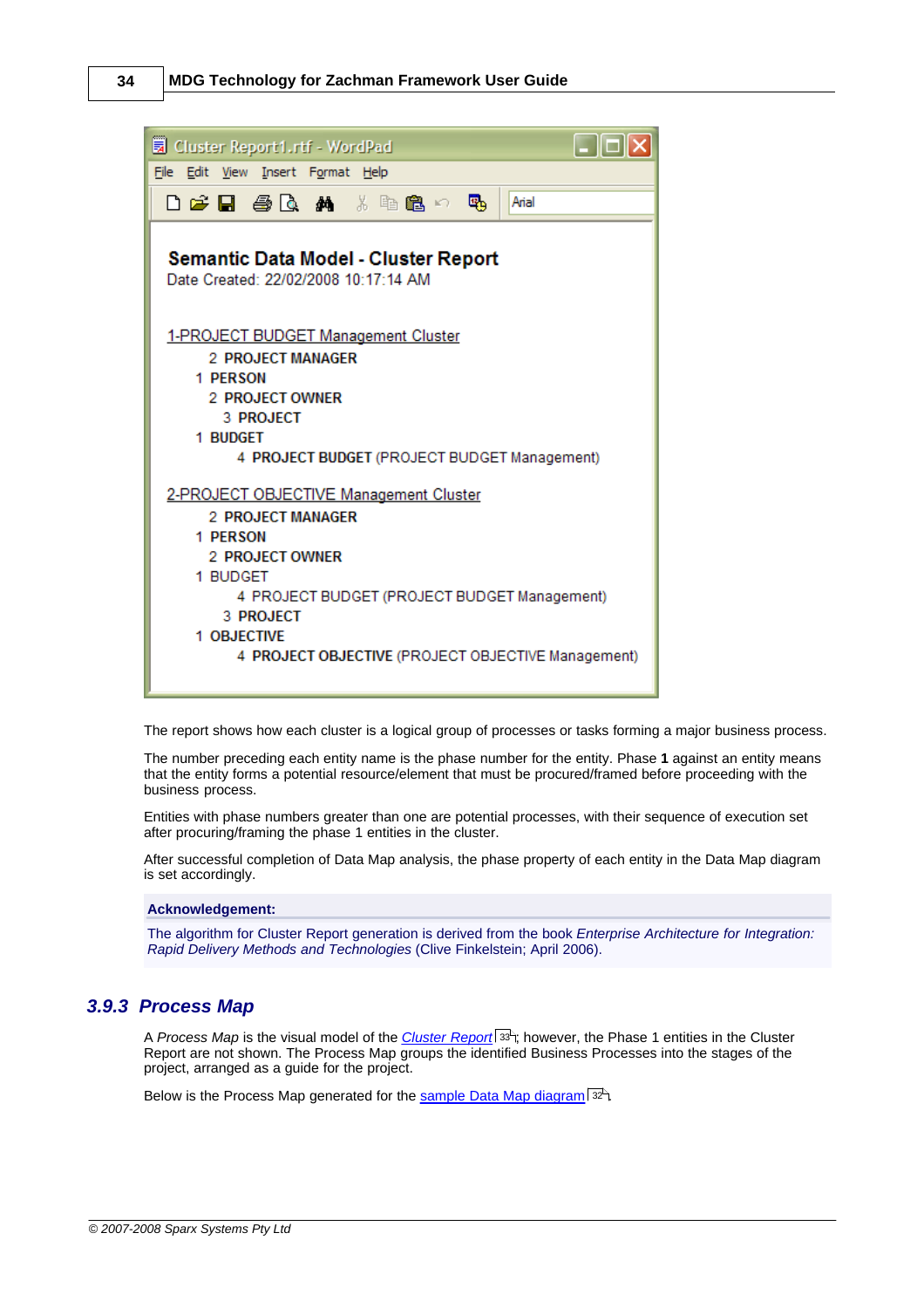Cluster Report1.rtf - WordPad

**Semantic Data Model - Cluster Report**
Date Created: 22/02/2008 10:17:14 AM

1-PROJECT BUDGET Management Cluster
- 2 PROJECT MANAGER
- 1 PERSON
- 2 PROJECT OWNER
- 3 PROJECT
- 1 BUDGET
- 4 PROJECT BUDGET (PROJECT BUDGET Management)

2-PROJECT OBJECTIVE Management Cluster
- 2 PROJECT MANAGER
- 1 PERSON
- 2 PROJECT OWNER
- 1 BUDGET
- 4 PROJECT BUDGET (PROJECT BUDGET Management)
- 3 PROJECT
- 1 OBJECTIVE
- 4 PROJECT OBJECTIVE (PROJECT OBJECTIVE Management)

The report shows how each cluster is a logical group of processes or tasks forming a major business process.

The number preceding each entity name is the phase number for the entity. Phase **1** against an entity means that the entity forms a potential resource/element that must be procured/framed before proceeding with the business process.

Entities with phase numbers greater than one are potential processes, with their sequence of execution set after procuring/framing the phase 1 entities in the cluster.

After successful completion of Data Map analysis, the phase property of each entity in the Data Map diagram is set accordingly.

**Acknowledgement:**

The algorithm for Cluster Report generation is derived from the book *Enterprise Architecture for Integration: Rapid Delivery Methods and Technologies* (Clive Finkelstein; April 2006).

### 3.9.3 Process Map

A *Process Map* is the visual model of the Cluster Report [33]; however, the Phase 1 entities in the Cluster Report are not shown. The Process Map groups the identified Business Processes into the stages of the project, arranged as a guide for the project.

Below is the Process Map generated for the sample Data Map diagram [32].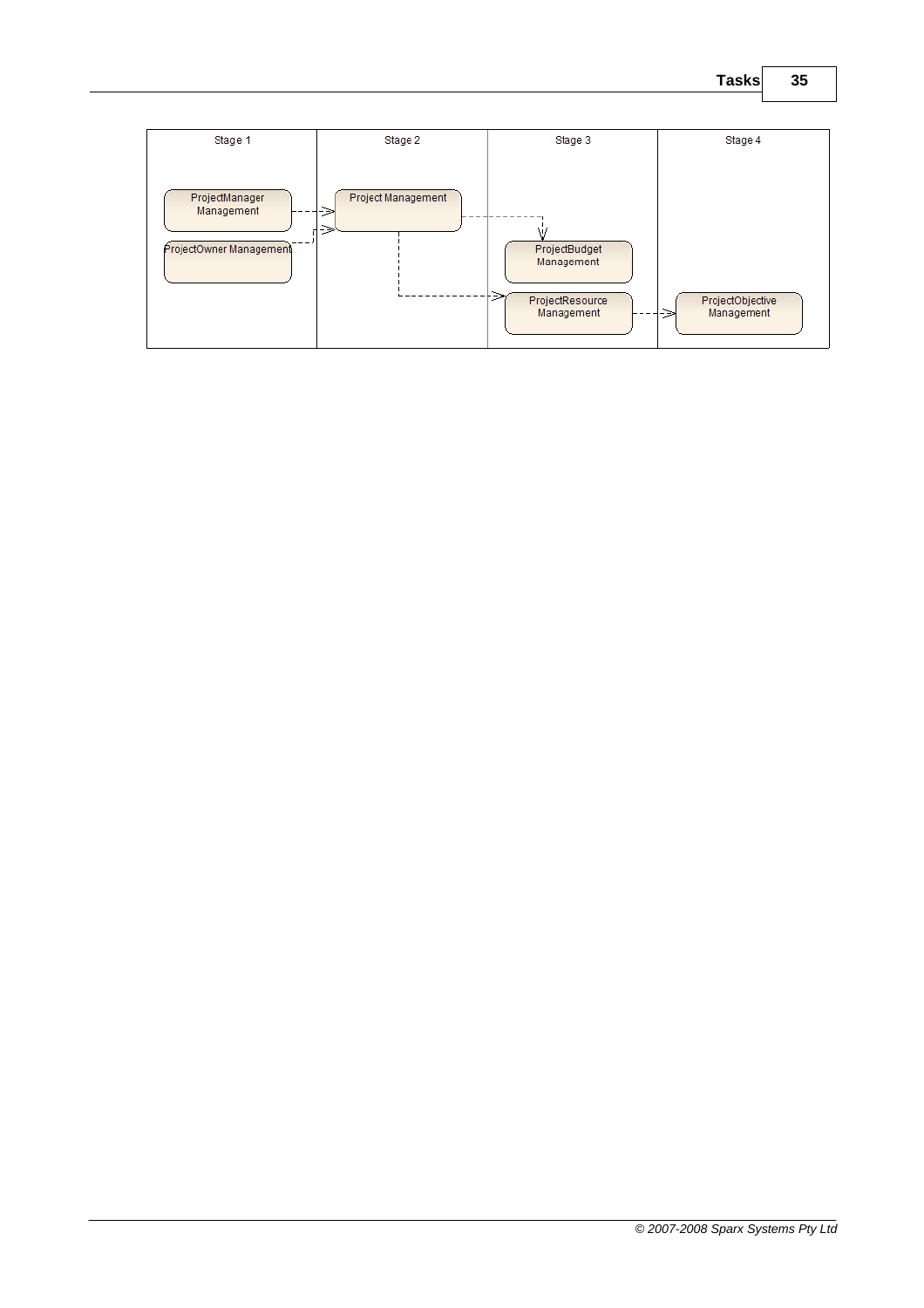Stage 1

Stage 2

Stage 3

Stage 4

ProjectManager Management

ProjectOwner Management

Project Management

ProjectBudget Management

ProjectResource Management

ProjectObjective Management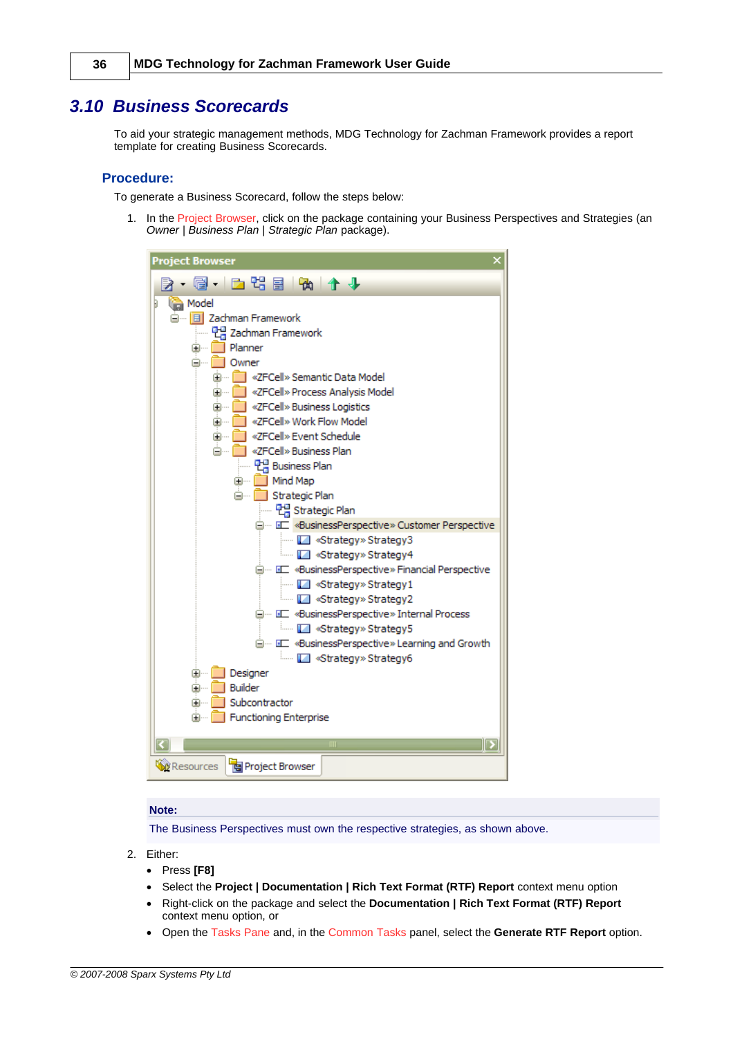## 3.10 Business Scorecards

To aid your strategic management methods, MDG Technology for Zachman Framework provides a report template for creating Business Scorecards.

### Procedure:

To generate a Business Scorecard, follow the steps below:

1. In the Project Browser, click on the package containing your Business Perspectives and Strategies (an *Owner* | *Business Plan* | *Strategic Plan* package).

**Note:**

The Business Perspectives must own the respective strategies, as shown above.

2. Either:
   - Press **[F8]**
   - Select the **Project | Documentation | Rich Text Format (RTF) Report** context menu option
   - Right-click on the package and select the **Documentation | Rich Text Format (RTF) Report** context menu option, or
   - Open the Tasks Pane and, in the Common Tasks panel, select the **Generate RTF Report** option.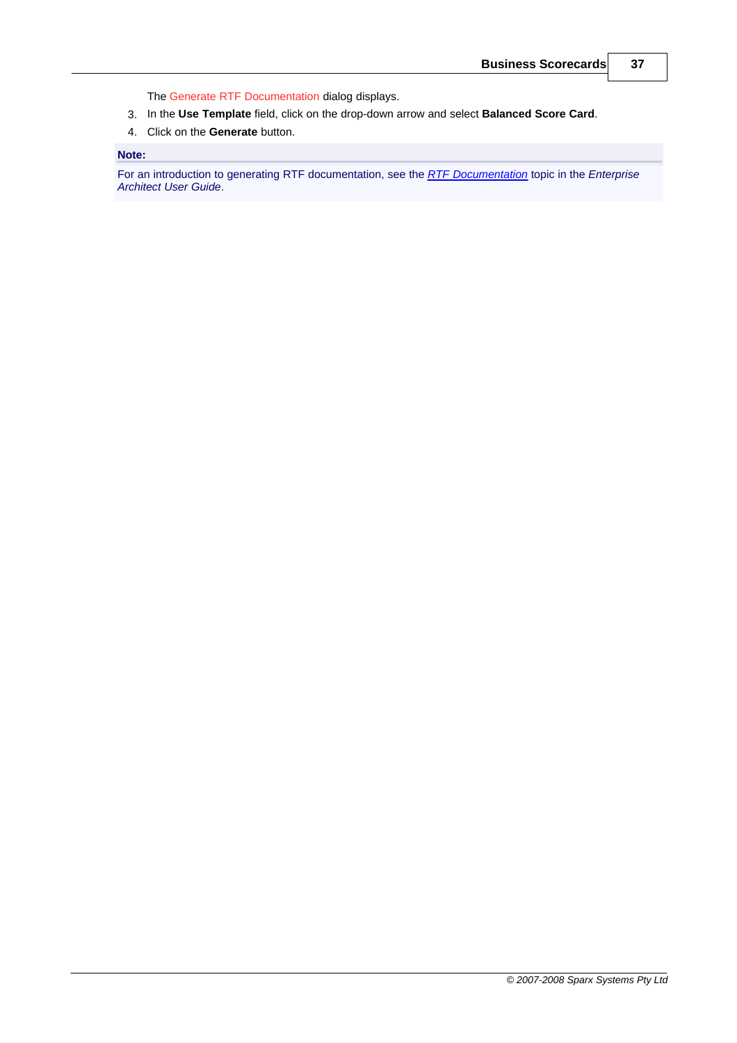The Generate RTF Documentation dialog displays.

3. In the **Use Template** field, click on the drop-down arrow and select **Balanced Score Card**.
4. Click on the **Generate** button.

**Note:**

For an introduction to generating RTF documentation, see the *RTF Documentation* topic in the *Enterprise Architect User Guide*.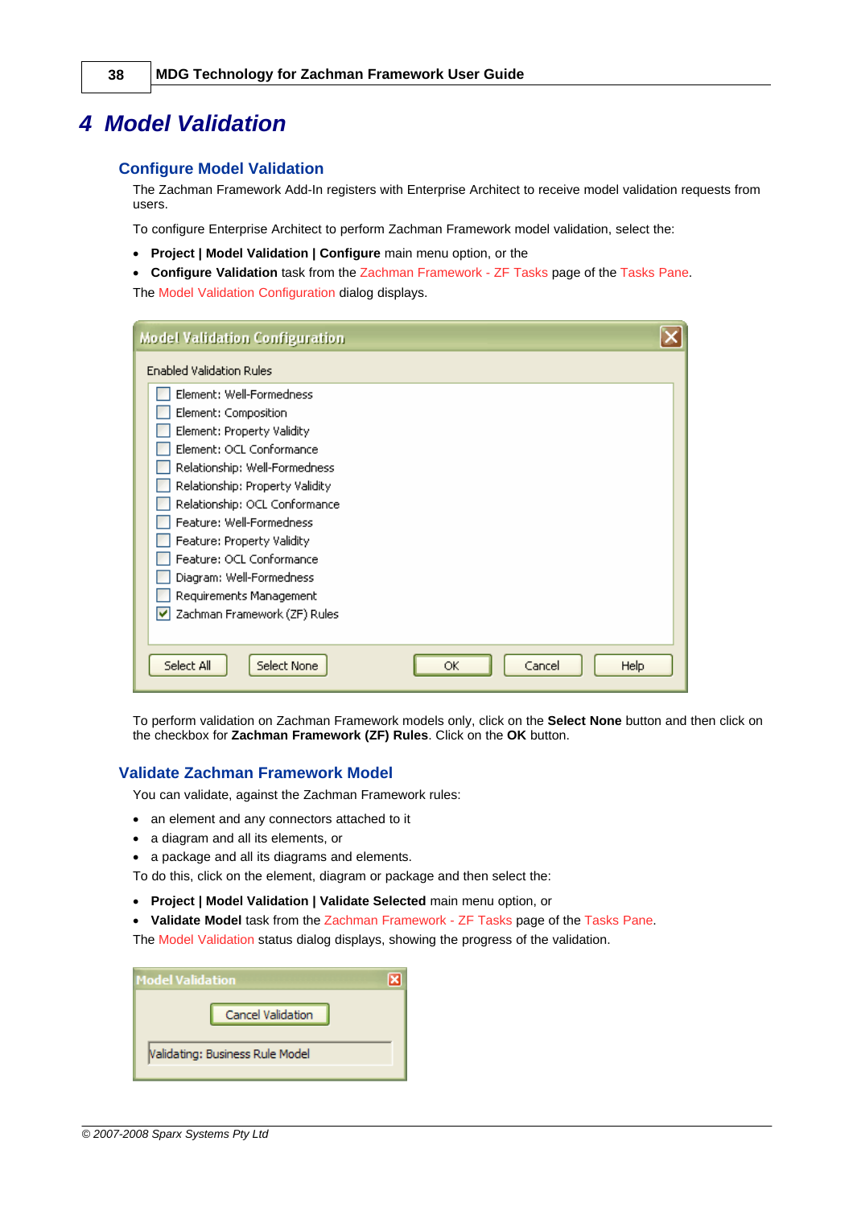# 4 Model Validation

## Configure Model Validation

The Zachman Framework Add-In registers with Enterprise Architect to receive model validation requests from users.

To configure Enterprise Architect to perform Zachman Framework model validation, select the:

- **Project | Model Validation | Configure** main menu option, or the
- **Configure Validation** task from the Zachman Framework - ZF Tasks page of the Tasks Pane.

The Model Validation Configuration dialog displays.

To perform validation on Zachman Framework models only, click on the **Select None** button and then click on the checkbox for **Zachman Framework (ZF) Rules**. Click on the **OK** button.

## Validate Zachman Framework Model

You can validate, against the Zachman Framework rules:

- an element and any connectors attached to it
- a diagram and all its elements, or
- a package and all its diagrams and elements.

To do this, click on the element, diagram or package and then select the:

- **Project | Model Validation | Validate Selected** main menu option, or
- **Validate Model** task from the Zachman Framework - ZF Tasks page of the Tasks Pane.

The Model Validation status dialog displays, showing the progress of the validation.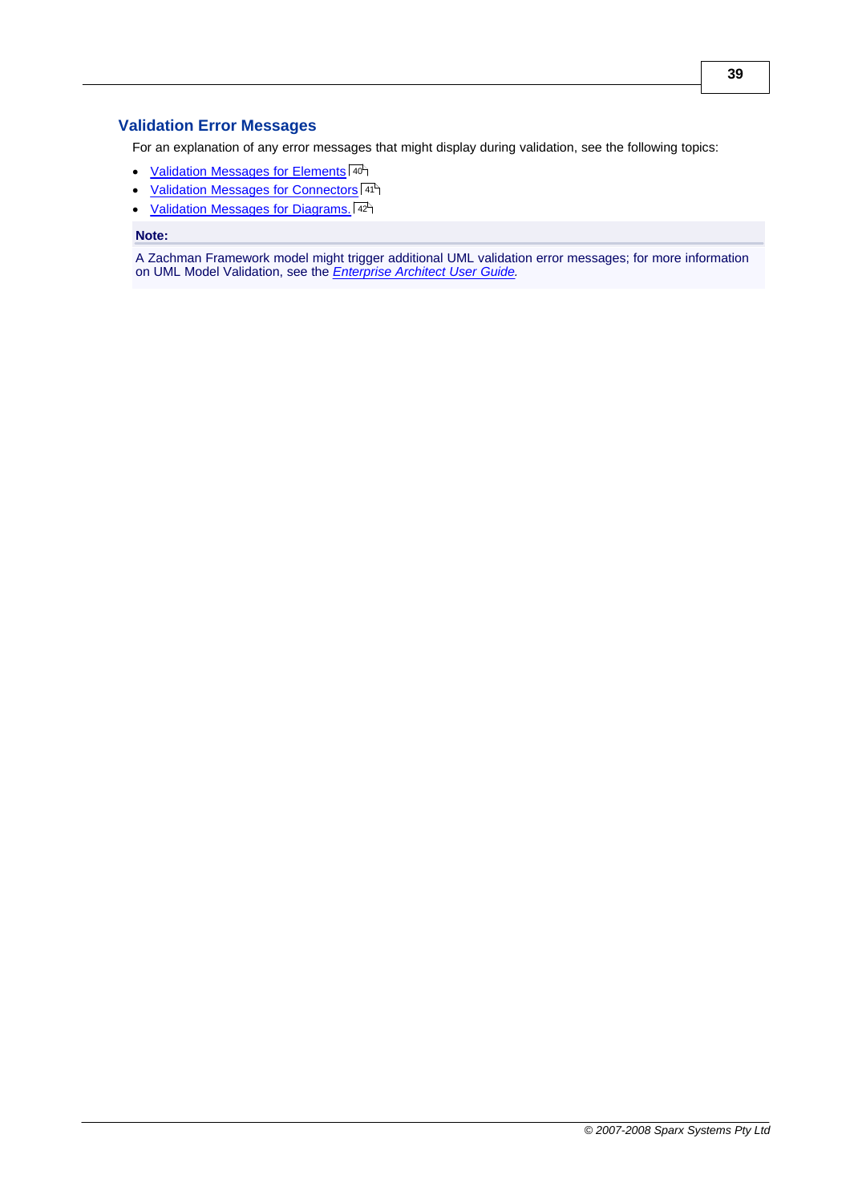## Validation Error Messages

For an explanation of any error messages that might display during validation, see the following topics:

- Validation Messages for Elements 40
- Validation Messages for Connectors 41
- Validation Messages for Diagrams. 42

**Note:**

A Zachman Framework model might trigger additional UML validation error messages; for more information on UML Model Validation, see the *Enterprise Architect User Guide.*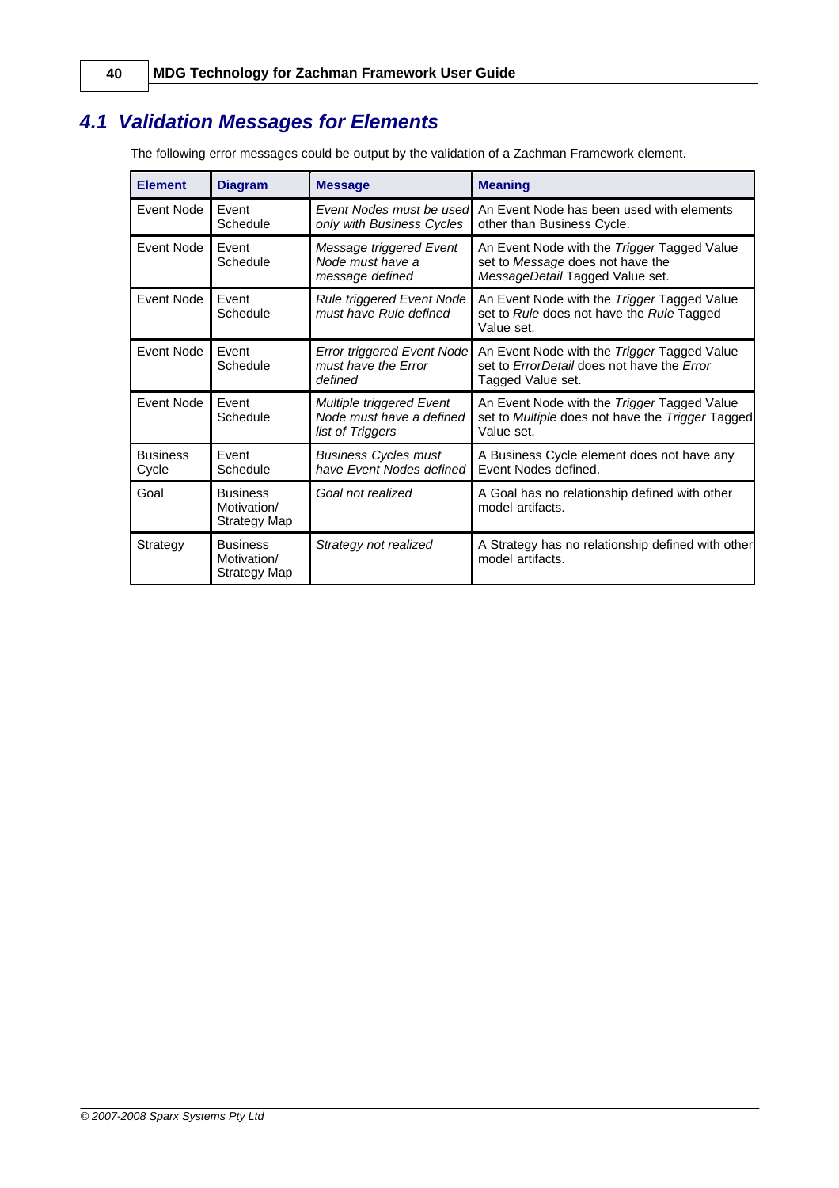## 4.1 Validation Messages for Elements

The following error messages could be output by the validation of a Zachman Framework element.

| Element | Diagram | Message | Meaning |
|---|---|---|---|
| Event Node | Event Schedule | *Event Nodes must be used only with Business Cycles* | An Event Node has been used with elements other than Business Cycle. |
| Event Node | Event Schedule | *Message triggered Event Node must have a message defined* | An Event Node with the *Trigger* Tagged Value set to *Message* does not have the *MessageDetail* Tagged Value set. |
| Event Node | Event Schedule | *Rule triggered Event Node must have Rule defined* | An Event Node with the *Trigger* Tagged Value set to *Rule* does not have the *Rule* Tagged Value set. |
| Event Node | Event Schedule | *Error triggered Event Node must have the Error defined* | An Event Node with the *Trigger* Tagged Value set to *ErrorDetail* does not have the *Error* Tagged Value set. |
| Event Node | Event Schedule | *Multiple triggered Event Node must have a defined list of Triggers* | An Event Node with the *Trigger* Tagged Value set to *Multiple* does not have the *Trigger* Tagged Value set. |
| Business Cycle | Event Schedule | *Business Cycles must have Event Nodes defined* | A Business Cycle element does not have any Event Nodes defined. |
| Goal | Business Motivation/ Strategy Map | *Goal not realized* | A Goal has no relationship defined with other model artifacts. |
| Strategy | Business Motivation/ Strategy Map | *Strategy not realized* | A Strategy has no relationship defined with other model artifacts. |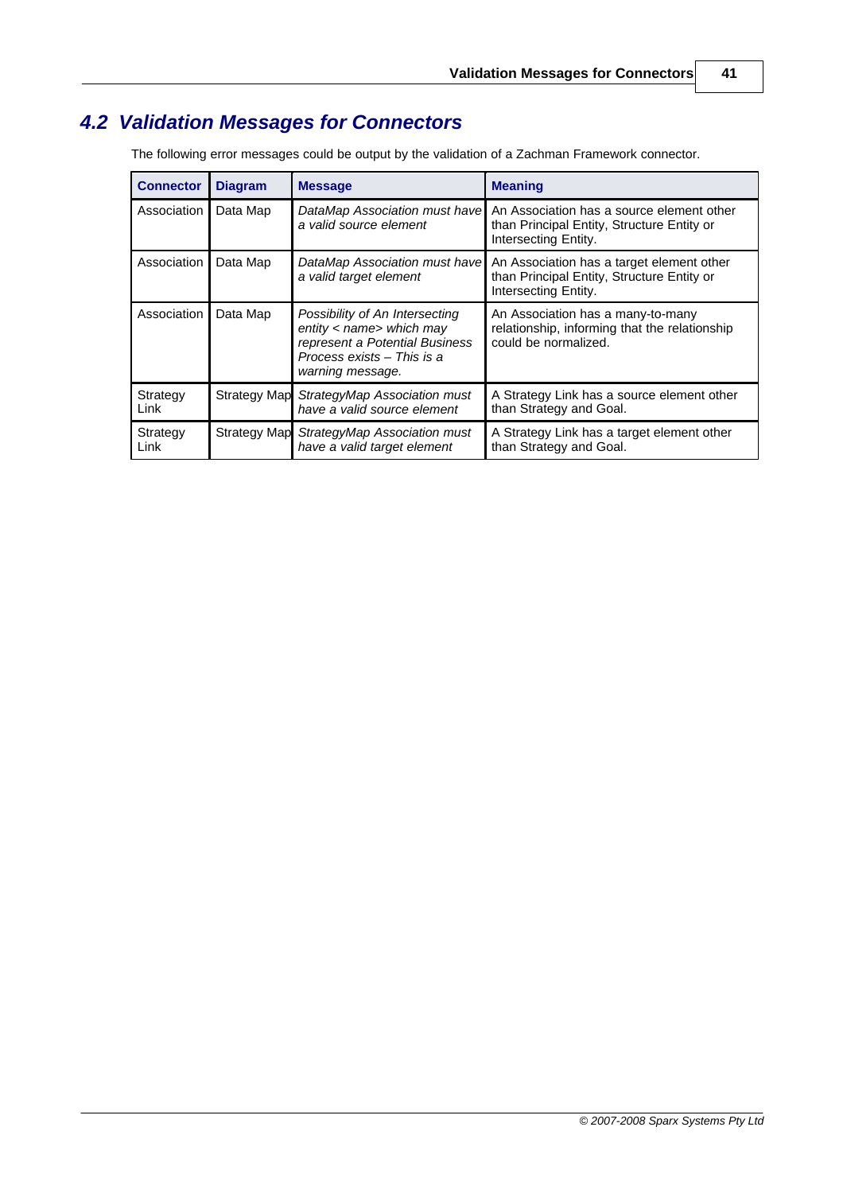## 4.2 Validation Messages for Connectors

The following error messages could be output by the validation of a Zachman Framework connector.

| Connector | Diagram | Message | Meaning |
| --- | --- | --- | --- |
| Association | Data Map | *DataMap Association must have a valid source element* | An Association has a source element other than Principal Entity, Structure Entity or Intersecting Entity. |
| Association | Data Map | *DataMap Association must have a valid target element* | An Association has a target element other than Principal Entity, Structure Entity or Intersecting Entity. |
| Association | Data Map | *Possibility of An Intersecting entity < name> which may represent a Potential Business Process exists – This is a warning message.* | An Association has a many-to-many relationship, informing that the relationship could be normalized. |
| Strategy Link | Strategy Map | *StrategyMap Association must have a valid source element* | A Strategy Link has a source element other than Strategy and Goal. |
| Strategy Link | Strategy Map | *StrategyMap Association must have a valid target element* | A Strategy Link has a target element other than Strategy and Goal. |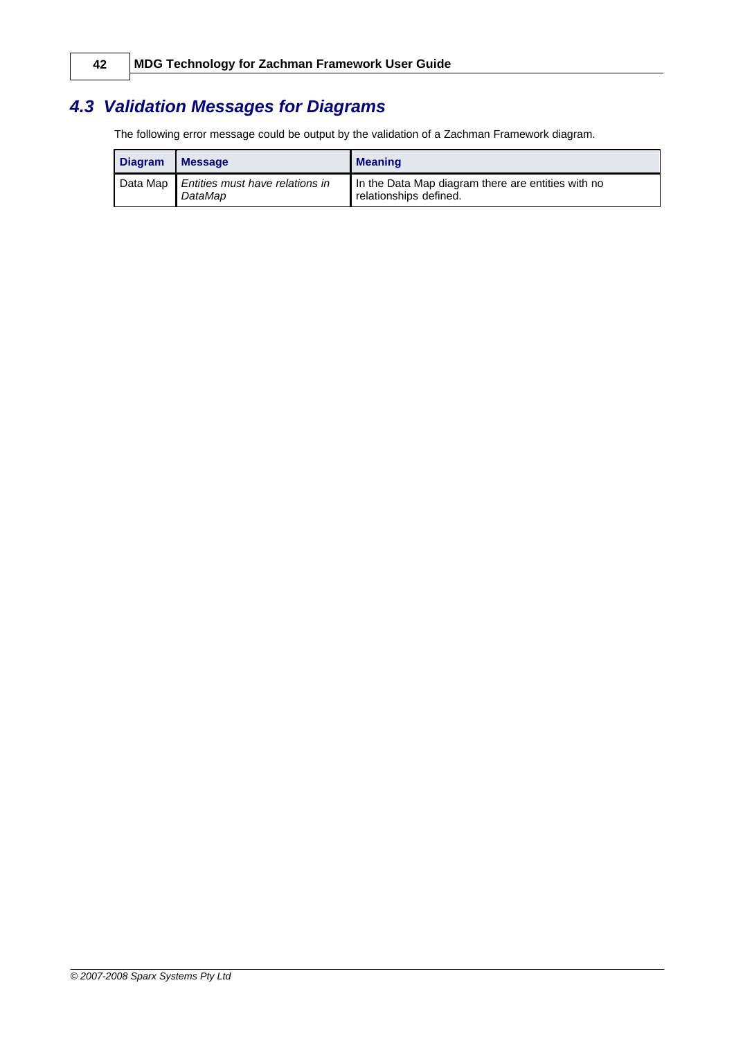## 4.3 Validation Messages for Diagrams

The following error message could be output by the validation of a Zachman Framework diagram.

| Diagram | Message | Meaning |
|---|---|---|
| Data Map | *Entities must have relations in DataMap* | In the Data Map diagram there are entities with no relationships defined. |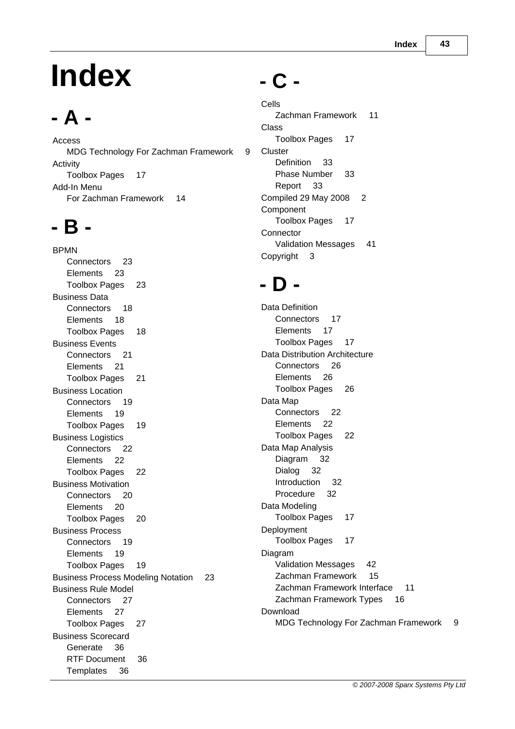# Index

## - A -

Access
- MDG Technology For Zachman Framework 9

Activity
- Toolbox Pages 17

Add-In Menu
- For Zachman Framework 14

## - B -

BPMN
- Connectors 23
- Elements 23
- Toolbox Pages 23

Business Data
- Connectors 18
- Elements 18
- Toolbox Pages 18

Business Events
- Connectors 21
- Elements 21
- Toolbox Pages 21

Business Location
- Connectors 19
- Elements 19
- Toolbox Pages 19

Business Logistics
- Connectors 22
- Elements 22
- Toolbox Pages 22

Business Motivation
- Connectors 20
- Elements 20
- Toolbox Pages 20

Business Process
- Connectors 19
- Elements 19
- Toolbox Pages 19

Business Process Modeling Notation 23

Business Rule Model
- Connectors 27
- Elements 27
- Toolbox Pages 27

Business Scorecard
- Generate 36
- RTF Document 36
- Templates 36

## - C -

Cells
- Zachman Framework 11

Class
- Toolbox Pages 17

Cluster
- Definition 33
- Phase Number 33
- Report 33

Compiled 29 May 2008 2

Component
- Toolbox Pages 17

Connector
- Validation Messages 41

Copyright 3

## - D -

Data Definition
- Connectors 17
- Elements 17
- Toolbox Pages 17

Data Distribution Architecture
- Connectors 26
- Elements 26
- Toolbox Pages 26

Data Map
- Connectors 22
- Elements 22
- Toolbox Pages 22

Data Map Analysis
- Diagram 32
- Dialog 32
- Introduction 32
- Procedure 32

Data Modeling
- Toolbox Pages 17

Deployment
- Toolbox Pages 17

Diagram
- Validation Messages 42
- Zachman Framework 15
- Zachman Framework Interface 11
- Zachman Framework Types 16

Download
- MDG Technology For Zachman Framework 9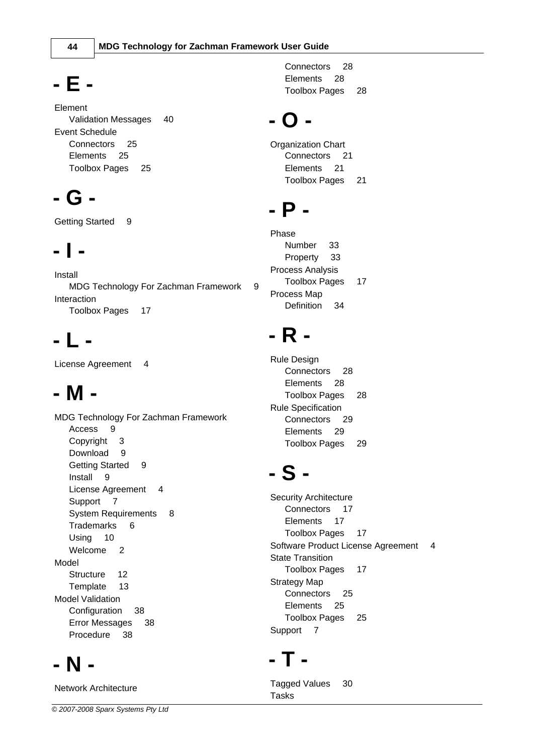# - E -

Element
- Validation Messages 40

Event Schedule
- Connectors 25
- Elements 25
- Toolbox Pages 25

# - G -

Getting Started 9

# - I -

Install
- MDG Technology For Zachman Framework 9

Interaction
- Toolbox Pages 17

# - L -

License Agreement 4

# - M -

MDG Technology For Zachman Framework
- Access 9
- Copyright 3
- Download 9
- Getting Started 9
- Install 9
- License Agreement 4
- Support 7
- System Requirements 8
- Trademarks 6
- Using 10
- Welcome 2

Model
- Structure 12
- Template 13

Model Validation
- Configuration 38
- Error Messages 38
- Procedure 38

# - N -

Network Architecture
- Connectors 28
- Elements 28
- Toolbox Pages 28

# - O -

Organization Chart
- Connectors 21
- Elements 21
- Toolbox Pages 21

# - P -

Phase
- Number 33
- Property 33

Process Analysis
- Toolbox Pages 17

Process Map
- Definition 34

# - R -

Rule Design
- Connectors 28
- Elements 28
- Toolbox Pages 28

Rule Specification
- Connectors 29
- Elements 29
- Toolbox Pages 29

# - S -

Security Architecture
- Connectors 17
- Elements 17
- Toolbox Pages 17

Software Product License Agreement 4

State Transition
- Toolbox Pages 17

Strategy Map
- Connectors 25
- Elements 25
- Toolbox Pages 25

Support 7

# - T -

Tagged Values 30

Tasks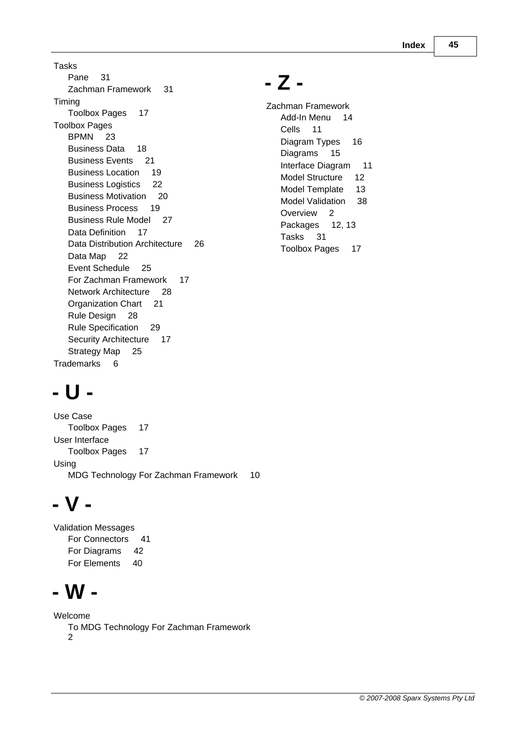Tasks
  - Pane 31
  - Zachman Framework 31

Timing
  - Toolbox Pages 17

Toolbox Pages
  - BPMN 23
  - Business Data 18
  - Business Events 21
  - Business Location 19
  - Business Logistics 22
  - Business Motivation 20
  - Business Process 19
  - Business Rule Model 27
  - Data Definition 17
  - Data Distribution Architecture 26
  - Data Map 22
  - Event Schedule 25
  - For Zachman Framework 17
  - Network Architecture 28
  - Organization Chart 21
  - Rule Design 28
  - Rule Specification 29
  - Security Architecture 17
  - Strategy Map 25

Trademarks 6

# - U -

Use Case
  - Toolbox Pages 17

User Interface
  - Toolbox Pages 17

Using
  - MDG Technology For Zachman Framework 10

# - V -

Validation Messages
  - For Connectors 41
  - For Diagrams 42
  - For Elements 40

# - W -

Welcome
  - To MDG Technology For Zachman Framework 2

# - Z -

Zachman Framework
  - Add-In Menu 14
  - Cells 11
  - Diagram Types 16
  - Diagrams 15
  - Interface Diagram 11
  - Model Structure 12
  - Model Template 13
  - Model Validation 38
  - Overview 2
  - Packages 12, 13
  - Tasks 31
  - Toolbox Pages 17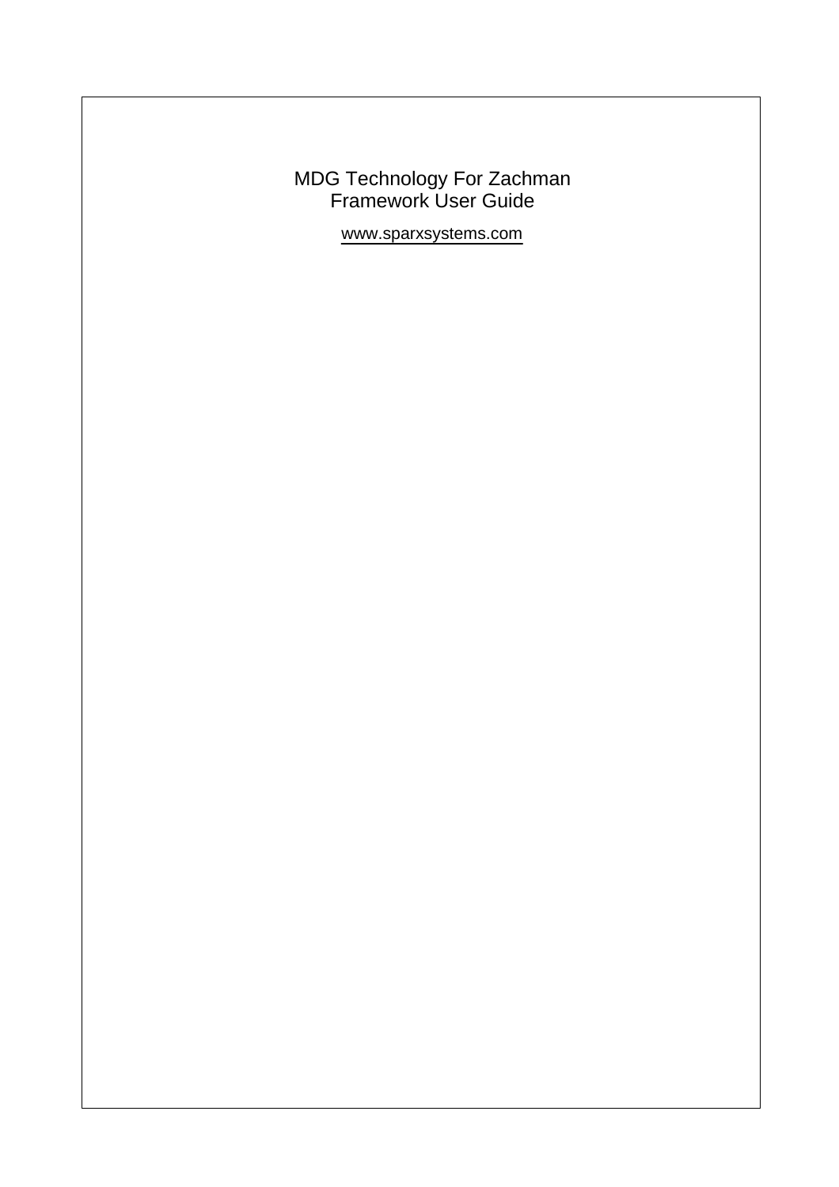MDG Technology For Zachman Framework User Guide

www.sparxsystems.com